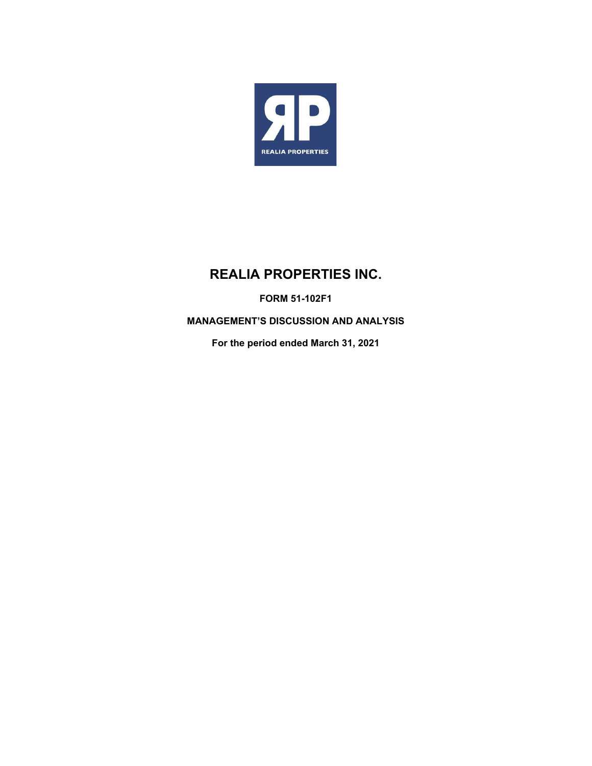# REALIA PROPERTIES INC.

**FORM 51-102F1**

**MANAGEMENT'S DISCUSSION AND ANALYSIS**

**For the period ended March 31, 2021**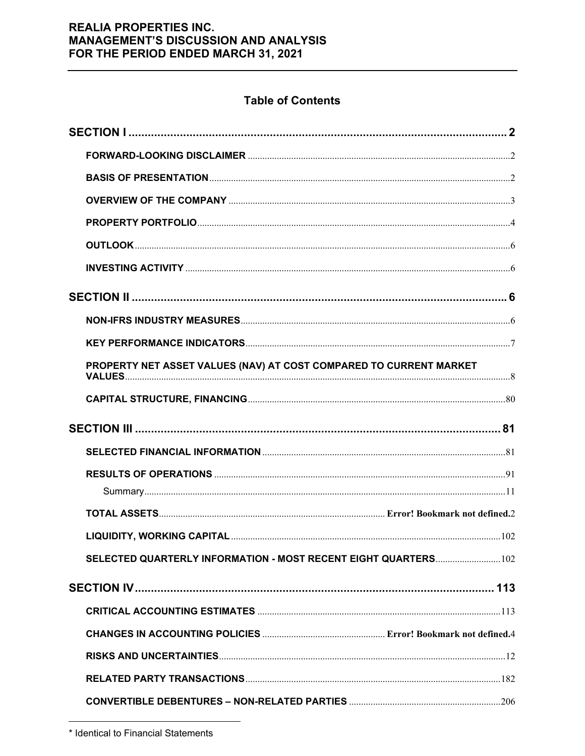# Table of Contents

| | |
|---|---|
| **SECTION I** | **2** |
| **FORWARD-LOOKING DISCLAIMER** | 2 |
| **BASIS OF PRESENTATION** | 2 |
| **OVERVIEW OF THE COMPANY** | 3 |
| **PROPERTY PORTFOLIO** | 4 |
| **OUTLOOK** | 6 |
| **INVESTING ACTIVITY** | 6 |
| **SECTION II** | **6** |
| **NON-IFRS INDUSTRY MEASURES** | 6 |
| **KEY PERFORMANCE INDICATORS** | 7 |
| **PROPERTY NET ASSET VALUES (NAV) AT COST COMPARED TO CURRENT MARKET VALUES** | 8 |
| **CAPITAL STRUCTURE, FINANCING** | 80 |
| **SECTION III** | **81** |
| **SELECTED FINANCIAL INFORMATION** | 81 |
| **RESULTS OF OPERATIONS** | 91 |
| Summary | 11 |
| **TOTAL ASSETS** | **Error! Bookmark not defined.**2 |
| **LIQUIDITY, WORKING CAPITAL** | 102 |
| **SELECTED QUARTERLY INFORMATION - MOST RECENT EIGHT QUARTERS** | 102 |
| **SECTION IV** | **113** |
| **CRITICAL ACCOUNTING ESTIMATES** | 113 |
| **CHANGES IN ACCOUNTING POLICIES** | **Error! Bookmark not defined.**4 |
| **RISKS AND UNCERTAINTIES** | 12 |
| **RELATED PARTY TRANSACTIONS** | 182 |
| **CONVERTIBLE DEBENTURES – NON-RELATED PARTIES** | 206 |

* Identical to Financial Statements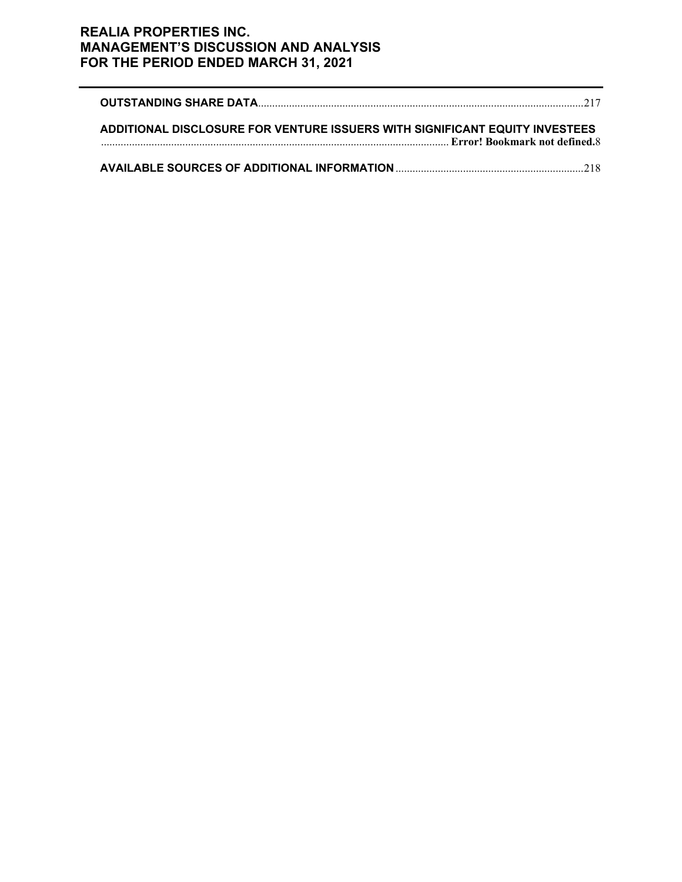**OUTSTANDING SHARE DATA**...................................................................................................................217

**ADDITIONAL DISCLOSURE FOR VENTURE ISSUERS WITH SIGNIFICANT EQUITY INVESTEES** ........................................................................................................................... **Error! Bookmark not defined.**8

**AVAILABLE SOURCES OF ADDITIONAL INFORMATION**...................................................................218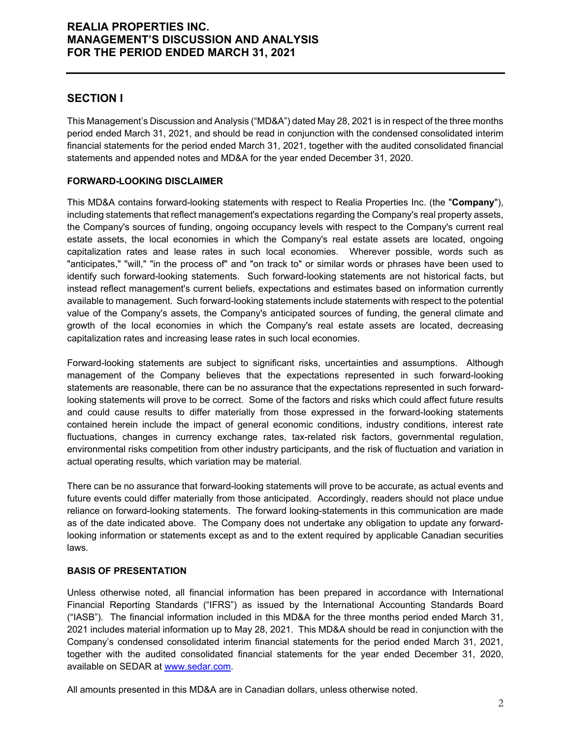## SECTION I

This Management's Discussion and Analysis ("MD&A") dated May 28, 2021 is in respect of the three months period ended March 31, 2021, and should be read in conjunction with the condensed consolidated interim financial statements for the period ended March 31, 2021, together with the audited consolidated financial statements and appended notes and MD&A for the year ended December 31, 2020.

### FORWARD-LOOKING DISCLAIMER

This MD&A contains forward-looking statements with respect to Realia Properties Inc. (the "**Company**"), including statements that reflect management's expectations regarding the Company's real property assets, the Company's sources of funding, ongoing occupancy levels with respect to the Company's current real estate assets, the local economies in which the Company's real estate assets are located, ongoing capitalization rates and lease rates in such local economies. Wherever possible, words such as "anticipates," "will," "in the process of" and "on track to" or similar words or phrases have been used to identify such forward-looking statements. Such forward-looking statements are not historical facts, but instead reflect management's current beliefs, expectations and estimates based on information currently available to management. Such forward-looking statements include statements with respect to the potential value of the Company's assets, the Company's anticipated sources of funding, the general climate and growth of the local economies in which the Company's real estate assets are located, decreasing capitalization rates and increasing lease rates in such local economies.

Forward-looking statements are subject to significant risks, uncertainties and assumptions. Although management of the Company believes that the expectations represented in such forward-looking statements are reasonable, there can be no assurance that the expectations represented in such forward-looking statements will prove to be correct. Some of the factors and risks which could affect future results and could cause results to differ materially from those expressed in the forward-looking statements contained herein include the impact of general economic conditions, industry conditions, interest rate fluctuations, changes in currency exchange rates, tax-related risk factors, governmental regulation, environmental risks competition from other industry participants, and the risk of fluctuation and variation in actual operating results, which variation may be material.

There can be no assurance that forward-looking statements will prove to be accurate, as actual events and future events could differ materially from those anticipated. Accordingly, readers should not place undue reliance on forward-looking statements. The forward looking-statements in this communication are made as of the date indicated above. The Company does not undertake any obligation to update any forward-looking information or statements except as and to the extent required by applicable Canadian securities laws.

### BASIS OF PRESENTATION

Unless otherwise noted, all financial information has been prepared in accordance with International Financial Reporting Standards ("IFRS") as issued by the International Accounting Standards Board ("IASB"). The financial information included in this MD&A for the three months period ended March 31, 2021 includes material information up to May 28, 2021. This MD&A should be read in conjunction with the Company's condensed consolidated interim financial statements for the period ended March 31, 2021, together with the audited consolidated financial statements for the year ended December 31, 2020, available on SEDAR at www.sedar.com.

All amounts presented in this MD&A are in Canadian dollars, unless otherwise noted.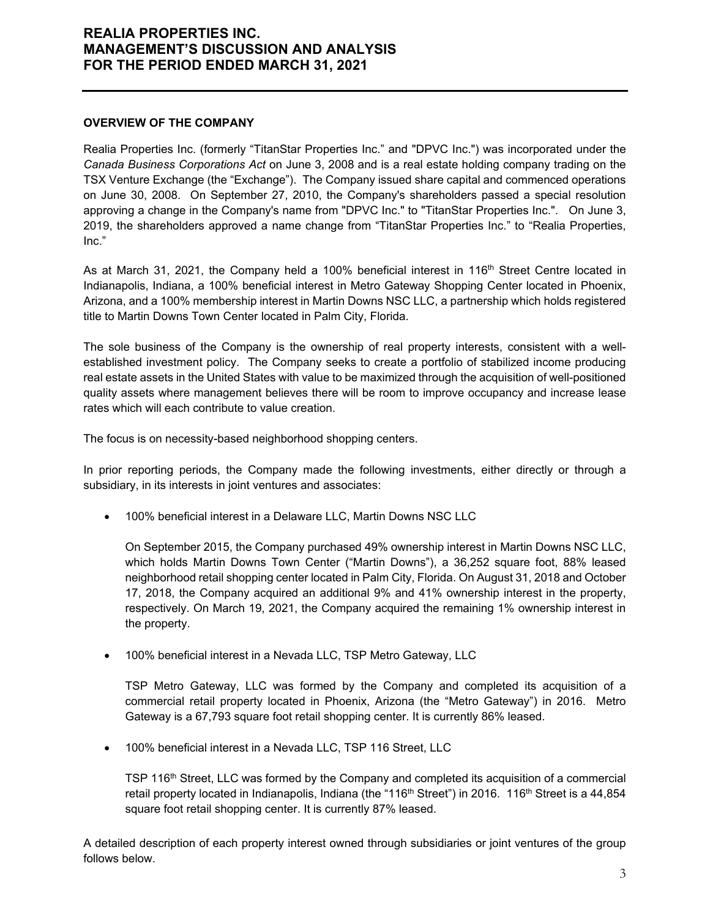## OVERVIEW OF THE COMPANY

Realia Properties Inc. (formerly "TitanStar Properties Inc." and "DPVC Inc.") was incorporated under the *Canada Business Corporations Act* on June 3, 2008 and is a real estate holding company trading on the TSX Venture Exchange (the "Exchange"). The Company issued share capital and commenced operations on June 30, 2008. On September 27, 2010, the Company's shareholders passed a special resolution approving a change in the Company's name from "DPVC Inc." to "TitanStar Properties Inc.". On June 3, 2019, the shareholders approved a name change from "TitanStar Properties Inc." to "Realia Properties, Inc."

As at March 31, 2021, the Company held a 100% beneficial interest in 116th Street Centre located in Indianapolis, Indiana, a 100% beneficial interest in Metro Gateway Shopping Center located in Phoenix, Arizona, and a 100% membership interest in Martin Downs NSC LLC, a partnership which holds registered title to Martin Downs Town Center located in Palm City, Florida.

The sole business of the Company is the ownership of real property interests, consistent with a well-established investment policy. The Company seeks to create a portfolio of stabilized income producing real estate assets in the United States with value to be maximized through the acquisition of well-positioned quality assets where management believes there will be room to improve occupancy and increase lease rates which will each contribute to value creation.

The focus is on necessity-based neighborhood shopping centers.

In prior reporting periods, the Company made the following investments, either directly or through a subsidiary, in its interests in joint ventures and associates:

- 100% beneficial interest in a Delaware LLC, Martin Downs NSC LLC

  On September 2015, the Company purchased 49% ownership interest in Martin Downs NSC LLC, which holds Martin Downs Town Center ("Martin Downs"), a 36,252 square foot, 88% leased neighborhood retail shopping center located in Palm City, Florida. On August 31, 2018 and October 17, 2018, the Company acquired an additional 9% and 41% ownership interest in the property, respectively. On March 19, 2021, the Company acquired the remaining 1% ownership interest in the property.

- 100% beneficial interest in a Nevada LLC, TSP Metro Gateway, LLC

  TSP Metro Gateway, LLC was formed by the Company and completed its acquisition of a commercial retail property located in Phoenix, Arizona (the "Metro Gateway") in 2016. Metro Gateway is a 67,793 square foot retail shopping center. It is currently 86% leased.

- 100% beneficial interest in a Nevada LLC, TSP 116 Street, LLC

  TSP 116th Street, LLC was formed by the Company and completed its acquisition of a commercial retail property located in Indianapolis, Indiana (the "116th Street") in 2016. 116th Street is a 44,854 square foot retail shopping center. It is currently 87% leased.

A detailed description of each property interest owned through subsidiaries or joint ventures of the group follows below.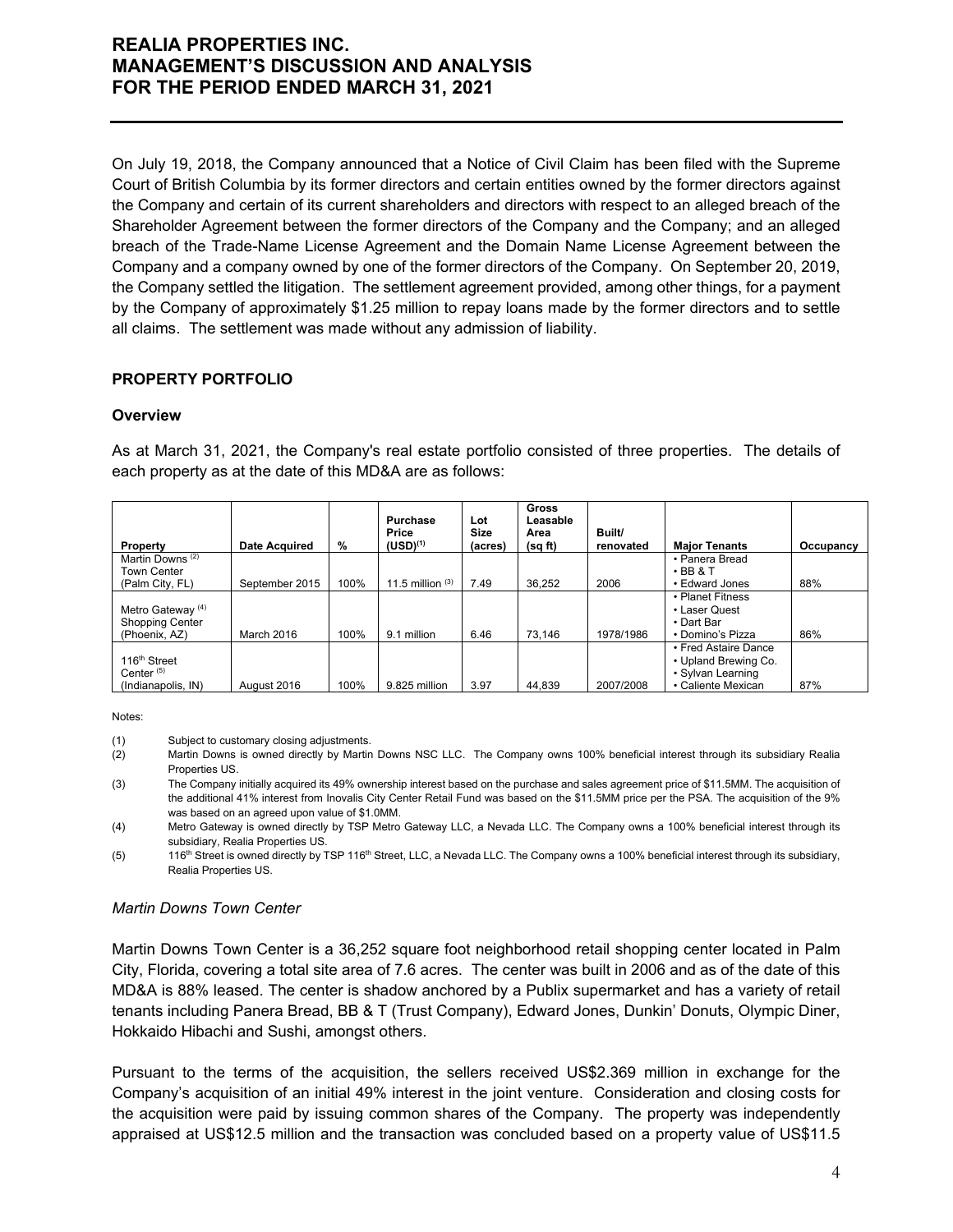On July 19, 2018, the Company announced that a Notice of Civil Claim has been filed with the Supreme Court of British Columbia by its former directors and certain entities owned by the former directors against the Company and certain of its current shareholders and directors with respect to an alleged breach of the Shareholder Agreement between the former directors of the Company and the Company; and an alleged breach of the Trade-Name License Agreement and the Domain Name License Agreement between the Company and a company owned by one of the former directors of the Company. On September 20, 2019, the Company settled the litigation. The settlement agreement provided, among other things, for a payment by the Company of approximately $1.25 million to repay loans made by the former directors and to settle all claims. The settlement was made without any admission of liability.

## PROPERTY PORTFOLIO

### Overview

As at March 31, 2021, the Company's real estate portfolio consisted of three properties. The details of each property as at the date of this MD&A are as follows:

| Property | Date Acquired | % | Purchase Price (USD)(1) | Lot Size (acres) | Gross Leasable Area (sq ft) | Built/ renovated | Major Tenants | Occupancy |
|---|---|---|---|---|---|---|---|---|
| Martin Downs (2) Town Center (Palm City, FL) | September 2015 | 100% | 11.5 million (3) | 7.49 | 36,252 | 2006 | • Panera Bread • BB & T • Edward Jones | 88% |
| Metro Gateway (4) Shopping Center (Phoenix, AZ) | March 2016 | 100% | 9.1 million | 6.46 | 73,146 | 1978/1986 | • Planet Fitness • Laser Quest • Dart Bar • Domino's Pizza | 86% |
| 116th Street Center (5) (Indianapolis, IN) | August 2016 | 100% | 9.825 million | 3.97 | 44,839 | 2007/2008 | • Fred Astaire Dance • Upland Brewing Co. • Sylvan Learning • Caliente Mexican | 87% |

Notes:

(1) Subject to customary closing adjustments.

(2) Martin Downs is owned directly by Martin Downs NSC LLC. The Company owns 100% beneficial interest through its subsidiary Realia Properties US.

(3) The Company initially acquired its 49% ownership interest based on the purchase and sales agreement price of $11.5MM. The acquisition of the additional 41% interest from Inovalis City Center Retail Fund was based on the $11.5MM price per the PSA. The acquisition of the 9% was based on an agreed upon value of $1.0MM.

(4) Metro Gateway is owned directly by TSP Metro Gateway LLC, a Nevada LLC. The Company owns a 100% beneficial interest through its subsidiary, Realia Properties US.

(5) 116th Street is owned directly by TSP 116th Street, LLC, a Nevada LLC. The Company owns a 100% beneficial interest through its subsidiary, Realia Properties US.

*Martin Downs Town Center*

Martin Downs Town Center is a 36,252 square foot neighborhood retail shopping center located in Palm City, Florida, covering a total site area of 7.6 acres. The center was built in 2006 and as of the date of this MD&A is 88% leased. The center is shadow anchored by a Publix supermarket and has a variety of retail tenants including Panera Bread, BB & T (Trust Company), Edward Jones, Dunkin' Donuts, Olympic Diner, Hokkaido Hibachi and Sushi, amongst others.

Pursuant to the terms of the acquisition, the sellers received US$2.369 million in exchange for the Company's acquisition of an initial 49% interest in the joint venture. Consideration and closing costs for the acquisition were paid by issuing common shares of the Company. The property was independently appraised at US$12.5 million and the transaction was concluded based on a property value of US$11.5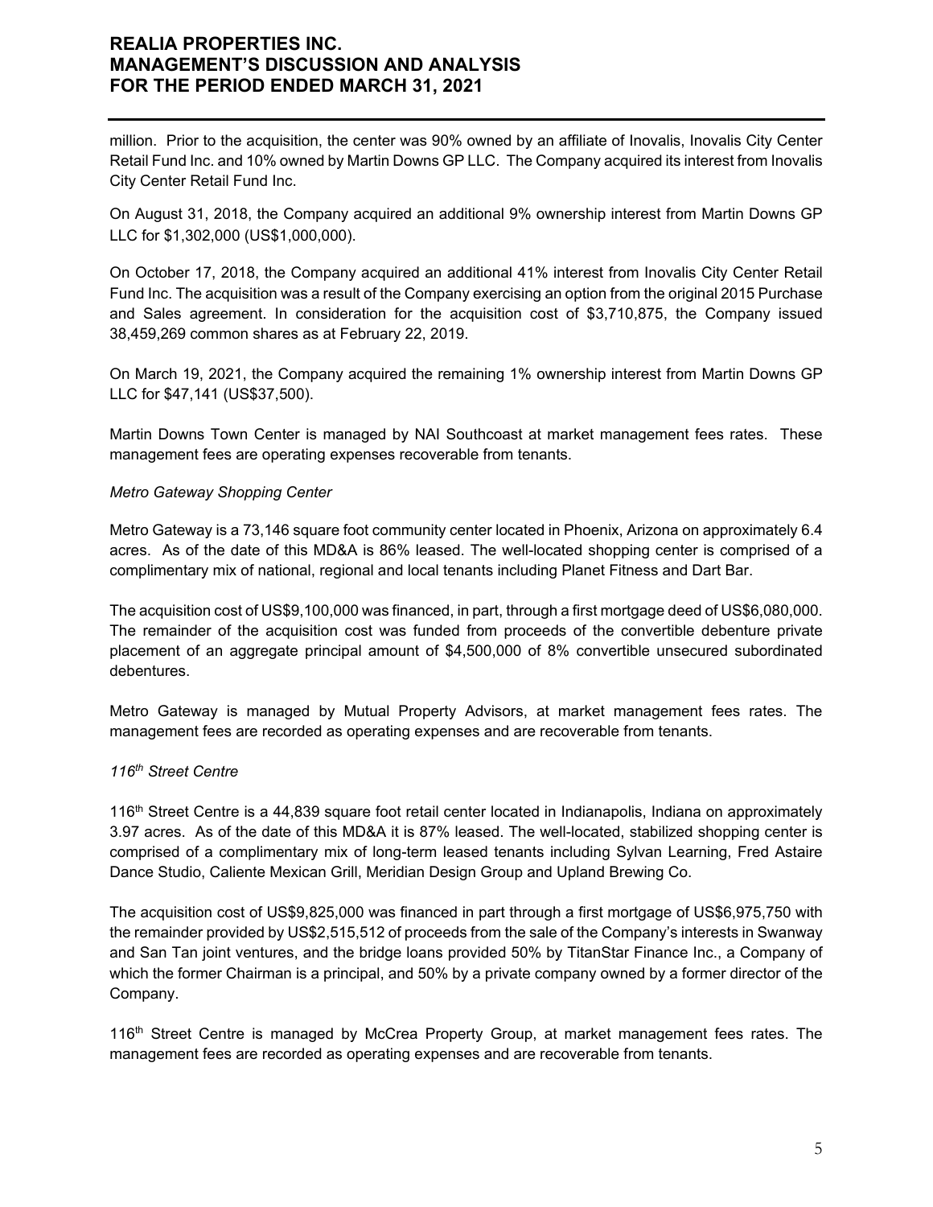million. Prior to the acquisition, the center was 90% owned by an affiliate of Inovalis, Inovalis City Center Retail Fund Inc. and 10% owned by Martin Downs GP LLC. The Company acquired its interest from Inovalis City Center Retail Fund Inc.

On August 31, 2018, the Company acquired an additional 9% ownership interest from Martin Downs GP LLC for $1,302,000 (US$1,000,000).

On October 17, 2018, the Company acquired an additional 41% interest from Inovalis City Center Retail Fund Inc. The acquisition was a result of the Company exercising an option from the original 2015 Purchase and Sales agreement. In consideration for the acquisition cost of $3,710,875, the Company issued 38,459,269 common shares as at February 22, 2019.

On March 19, 2021, the Company acquired the remaining 1% ownership interest from Martin Downs GP LLC for $47,141 (US$37,500).

Martin Downs Town Center is managed by NAI Southcoast at market management fees rates. These management fees are operating expenses recoverable from tenants.

*Metro Gateway Shopping Center*

Metro Gateway is a 73,146 square foot community center located in Phoenix, Arizona on approximately 6.4 acres. As of the date of this MD&A is 86% leased. The well-located shopping center is comprised of a complimentary mix of national, regional and local tenants including Planet Fitness and Dart Bar.

The acquisition cost of US$9,100,000 was financed, in part, through a first mortgage deed of US$6,080,000. The remainder of the acquisition cost was funded from proceeds of the convertible debenture private placement of an aggregate principal amount of $4,500,000 of 8% convertible unsecured subordinated debentures.

Metro Gateway is managed by Mutual Property Advisors, at market management fees rates. The management fees are recorded as operating expenses and are recoverable from tenants.

*116th Street Centre*

116th Street Centre is a 44,839 square foot retail center located in Indianapolis, Indiana on approximately 3.97 acres. As of the date of this MD&A it is 87% leased. The well-located, stabilized shopping center is comprised of a complimentary mix of long-term leased tenants including Sylvan Learning, Fred Astaire Dance Studio, Caliente Mexican Grill, Meridian Design Group and Upland Brewing Co.

The acquisition cost of US$9,825,000 was financed in part through a first mortgage of US$6,975,750 with the remainder provided by US$2,515,512 of proceeds from the sale of the Company's interests in Swanway and San Tan joint ventures, and the bridge loans provided 50% by TitanStar Finance Inc., a Company of which the former Chairman is a principal, and 50% by a private company owned by a former director of the Company.

116th Street Centre is managed by McCrea Property Group, at market management fees rates. The management fees are recorded as operating expenses and are recoverable from tenants.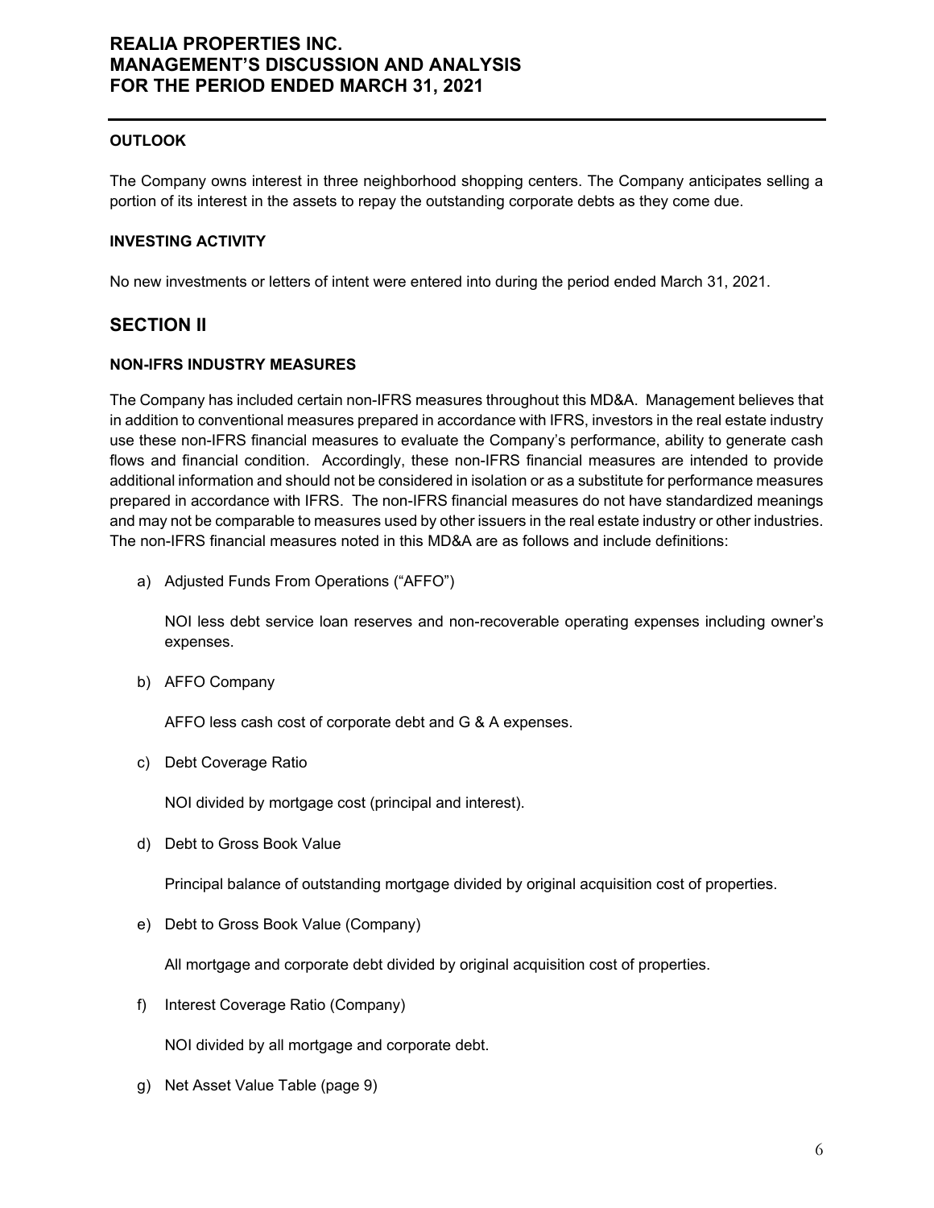### OUTLOOK

The Company owns interest in three neighborhood shopping centers. The Company anticipates selling a portion of its interest in the assets to repay the outstanding corporate debts as they come due.

### INVESTING ACTIVITY

No new investments or letters of intent were entered into during the period ended March 31, 2021.

## SECTION II

### NON-IFRS INDUSTRY MEASURES

The Company has included certain non-IFRS measures throughout this MD&A. Management believes that in addition to conventional measures prepared in accordance with IFRS, investors in the real estate industry use these non-IFRS financial measures to evaluate the Company's performance, ability to generate cash flows and financial condition. Accordingly, these non-IFRS financial measures are intended to provide additional information and should not be considered in isolation or as a substitute for performance measures prepared in accordance with IFRS. The non-IFRS financial measures do not have standardized meanings and may not be comparable to measures used by other issuers in the real estate industry or other industries. The non-IFRS financial measures noted in this MD&A are as follows and include definitions:

a) Adjusted Funds From Operations ("AFFO")

   NOI less debt service loan reserves and non-recoverable operating expenses including owner's expenses.

b) AFFO Company

   AFFO less cash cost of corporate debt and G & A expenses.

c) Debt Coverage Ratio

   NOI divided by mortgage cost (principal and interest).

d) Debt to Gross Book Value

   Principal balance of outstanding mortgage divided by original acquisition cost of properties.

e) Debt to Gross Book Value (Company)

   All mortgage and corporate debt divided by original acquisition cost of properties.

f) Interest Coverage Ratio (Company)

   NOI divided by all mortgage and corporate debt.

g) Net Asset Value Table (page 9)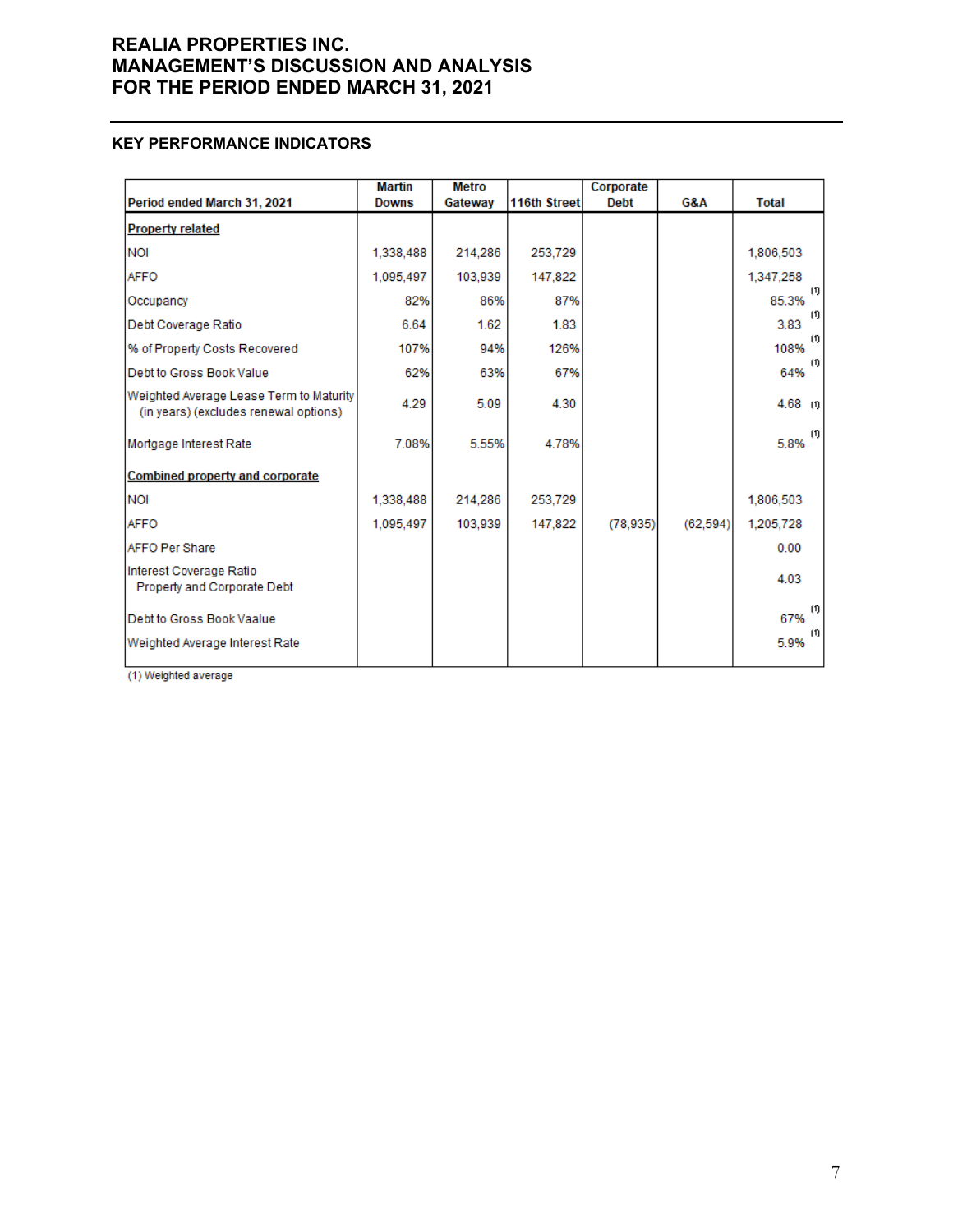## KEY PERFORMANCE INDICATORS

| Period ended March 31, 2021 | Martin Downs | Metro Gateway | 116th Street | Corporate Debt | G&A | Total |
|---|---|---|---|---|---|---|
| **Property related** | | | | | | |
| NOI | 1,338,488 | 214,286 | 253,729 | | | 1,806,503 |
| AFFO | 1,095,497 | 103,939 | 147,822 | | | 1,347,258 |
| Occupancy | 82% | 86% | 87% | | | 85.3% (1) |
| Debt Coverage Ratio | 6.64 | 1.62 | 1.83 | | | 3.83 (1) |
| % of Property Costs Recovered | 107% | 94% | 126% | | | 108% (1) |
| Debt to Gross Book Value | 62% | 63% | 67% | | | 64% (1) |
| Weighted Average Lease Term to Maturity (in years) (excludes renewal options) | 4.29 | 5.09 | 4.30 | | | 4.68 (1) |
| Mortgage Interest Rate | 7.08% | 5.55% | 4.78% | | | 5.8% (1) |
| **Combined property and corporate** | | | | | | |
| NOI | 1,338,488 | 214,286 | 253,729 | | | 1,806,503 |
| AFFO | 1,095,497 | 103,939 | 147,822 | (78,935) | (62,594) | 1,205,728 |
| AFFO Per Share | | | | | | 0.00 |
| Interest Coverage Ratio Property and Corporate Debt | | | | | | 4.03 |
| Debt to Gross Book Vaalue | | | | | | 67% (1) |
| Weighted Average Interest Rate | | | | | | 5.9% (1) |

(1) Weighted average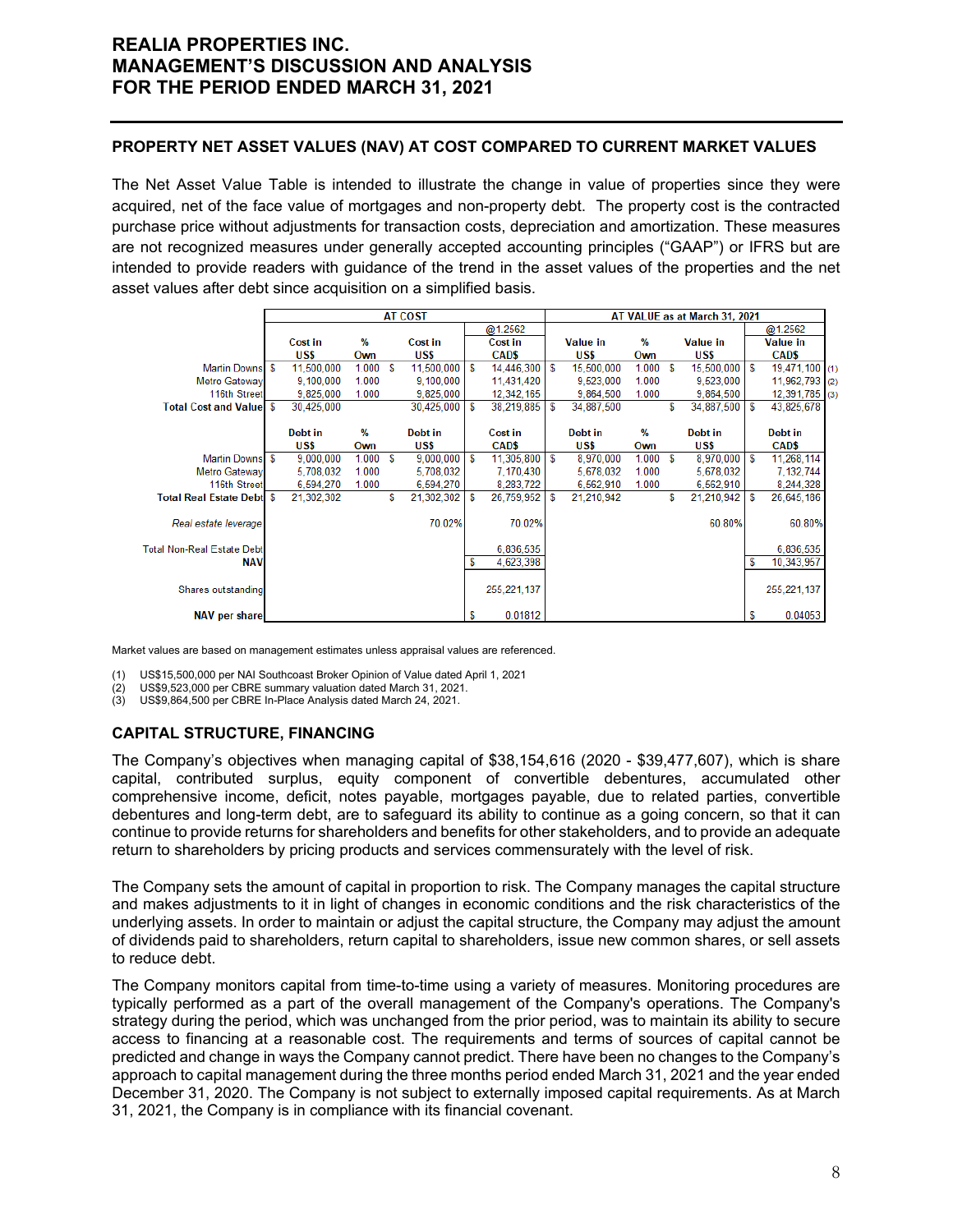## PROPERTY NET ASSET VALUES (NAV) AT COST COMPARED TO CURRENT MARKET VALUES

The Net Asset Value Table is intended to illustrate the change in value of properties since they were acquired, net of the face value of mortgages and non-property debt. The property cost is the contracted purchase price without adjustments for transaction costs, depreciation and amortization. These measures are not recognized measures under generally accepted accounting principles ("GAAP") or IFRS but are intended to provide readers with guidance of the trend in the asset values of the properties and the net asset values after debt since acquisition on a simplified basis.

| | AT COST | | | | AT VALUE as at March 31, 2021 | | | | |
|---|---|---|---|---|---|---|---|---|---|
| | | | | @1.2562 | | | | @1.2562 | |
| | Cost in US$ | % Own | Cost in US$ | Cost in CAD$ | Value in US$ | % Own | Value in US$ | Value in CAD$ | |
| Martin Downs | $ 11,500,000 | 1.000 | $ 11,500,000 | $ 14,446,300 | $ 15,500,000 | 1.000 | $ 15,500,000 | $ 19,471,100 | (1) |
| Metro Gateway | 9,100,000 | 1.000 | 9,100,000 | 11,431,420 | 9,523,000 | 1.000 | 9,523,000 | 11,962,793 | (2) |
| 116th Street | 9,825,000 | 1.000 | 9,825,000 | 12,342,165 | 9,864,500 | 1.000 | 9,864,500 | 12,391,785 | (3) |
| **Total Cost and Value** | $ 30,425,000 | | 30,425,000 | $ 38,219,885 | $ 34,887,500 | | $ 34,887,500 | $ 43,825,678 | |
| | Debt in US$ | % Own | Debt in US$ | Cost in CAD$ | Debt in US$ | % Own | Debt in US$ | Debt in CAD$ | |
| Martin Downs | $ 9,000,000 | 1.000 | $ 9,000,000 | $ 11,305,800 | $ 8,970,000 | 1.000 | $ 8,970,000 | $ 11,268,114 | |
| Metro Gateway | 5,708,032 | 1.000 | 5,708,032 | 7,170,430 | 5,678,032 | 1.000 | 5,678,032 | 7,132,744 | |
| 116th Street | 6,594,270 | 1.000 | 6,594,270 | 8,283,722 | 6,562,910 | 1.000 | 6,562,910 | 8,244,328 | |
| **Total Real Estate Debt** | $ 21,302,302 | | $ 21,302,302 | $ 26,759,952 | $ 21,210,942 | | $ 21,210,942 | $ 26,645,186 | |
| *Real estate leverage* | | | 70.02% | 70.02% | | | 60.80% | 60.80% | |
| Total Non-Real Estate Debt | | | | 6,836,535 | | | | 6,836,535 | |
| **NAV** | | | | $ 4,623,398 | | | | $ 10,343,957 | |
| Shares outstanding | | | | 255,221,137 | | | | 255,221,137 | |
| **NAV per share** | | | | $ 0.01812 | | | | $ 0.04053 | |

Market values are based on management estimates unless appraisal values are referenced.

(1) US$15,500,000 per NAI Southcoast Broker Opinion of Value dated April 1, 2021
(2) US$9,523,000 per CBRE summary valuation dated March 31, 2021.
(3) US$9,864,500 per CBRE In-Place Analysis dated March 24, 2021.

## CAPITAL STRUCTURE, FINANCING

The Company's objectives when managing capital of $38,154,616 (2020 - $39,477,607), which is share capital, contributed surplus, equity component of convertible debentures, accumulated other comprehensive income, deficit, notes payable, mortgages payable, due to related parties, convertible debentures and long-term debt, are to safeguard its ability to continue as a going concern, so that it can continue to provide returns for shareholders and benefits for other stakeholders, and to provide an adequate return to shareholders by pricing products and services commensurately with the level of risk.

The Company sets the amount of capital in proportion to risk. The Company manages the capital structure and makes adjustments to it in light of changes in economic conditions and the risk characteristics of the underlying assets. In order to maintain or adjust the capital structure, the Company may adjust the amount of dividends paid to shareholders, return capital to shareholders, issue new common shares, or sell assets to reduce debt.

The Company monitors capital from time-to-time using a variety of measures. Monitoring procedures are typically performed as a part of the overall management of the Company's operations. The Company's strategy during the period, which was unchanged from the prior period, was to maintain its ability to secure access to financing at a reasonable cost. The requirements and terms of sources of capital cannot be predicted and change in ways the Company cannot predict. There have been no changes to the Company's approach to capital management during the three months period ended March 31, 2021 and the year ended December 31, 2020. The Company is not subject to externally imposed capital requirements. As at March 31, 2021, the Company is in compliance with its financial covenant.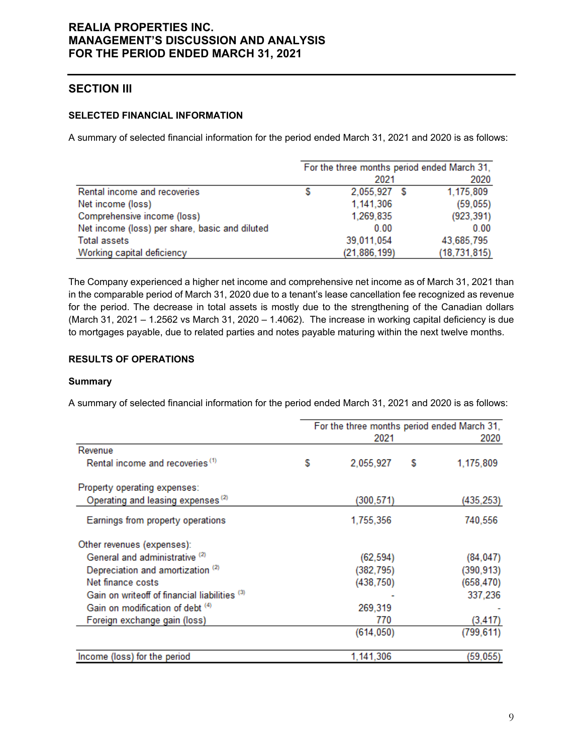# REALIA PROPERTIES INC.
# MANAGEMENT'S DISCUSSION AND ANALYSIS
# FOR THE PERIOD ENDED MARCH 31, 2021

## SECTION III

### SELECTED FINANCIAL INFORMATION

A summary of selected financial information for the period ended March 31, 2021 and 2020 is as follows:

| | For the three months period ended March 31, | |
|---|---|---|
| | 2021 | 2020 |
| Rental income and recoveries | $ 2,055,927 | $ 1,175,809 |
| Net income (loss) | 1,141,306 | (59,055) |
| Comprehensive income (loss) | 1,269,835 | (923,391) |
| Net income (loss) per share, basic and diluted | 0.00 | 0.00 |
| Total assets | 39,011,054 | 43,685,795 |
| Working capital deficiency | (21,886,199) | (18,731,815) |

The Company experienced a higher net income and comprehensive net income as of March 31, 2021 than in the comparable period of March 31, 2020 due to a tenant's lease cancellation fee recognized as revenue for the period. The decrease in total assets is mostly due to the strengthening of the Canadian dollars (March 31, 2021 – 1.2562 vs March 31, 2020 – 1.4062). The increase in working capital deficiency is due to mortgages payable, due to related parties and notes payable maturing within the next twelve months.

### RESULTS OF OPERATIONS

**Summary**

A summary of selected financial information for the period ended March 31, 2021 and 2020 is as follows:

| | For the three months period ended March 31, | |
|---|---|---|
| | 2021 | 2020 |
| Revenue | | |
| Rental income and recoveries [(1)] | $ 2,055,927 | $ 1,175,809 |
| Property operating expenses: | | |
| Operating and leasing expenses [(2)] | (300,571) | (435,253) |
| Earnings from property operations | 1,755,356 | 740,556 |
| Other revenues (expenses): | | |
| General and administrative [(2)] | (62,594) | (84,047) |
| Depreciation and amortization [(2)] | (382,795) | (390,913) |
| Net finance costs | (438,750) | (658,470) |
| Gain on writeoff of financial liabilities [(3)] | - | 337,236 |
| Gain on modification of debt [(4)] | 269,319 | - |
| Foreign exchange gain (loss) | 770 | (3,417) |
| | (614,050) | (799,611) |
| Income (loss) for the period | 1,141,306 | (59,055) |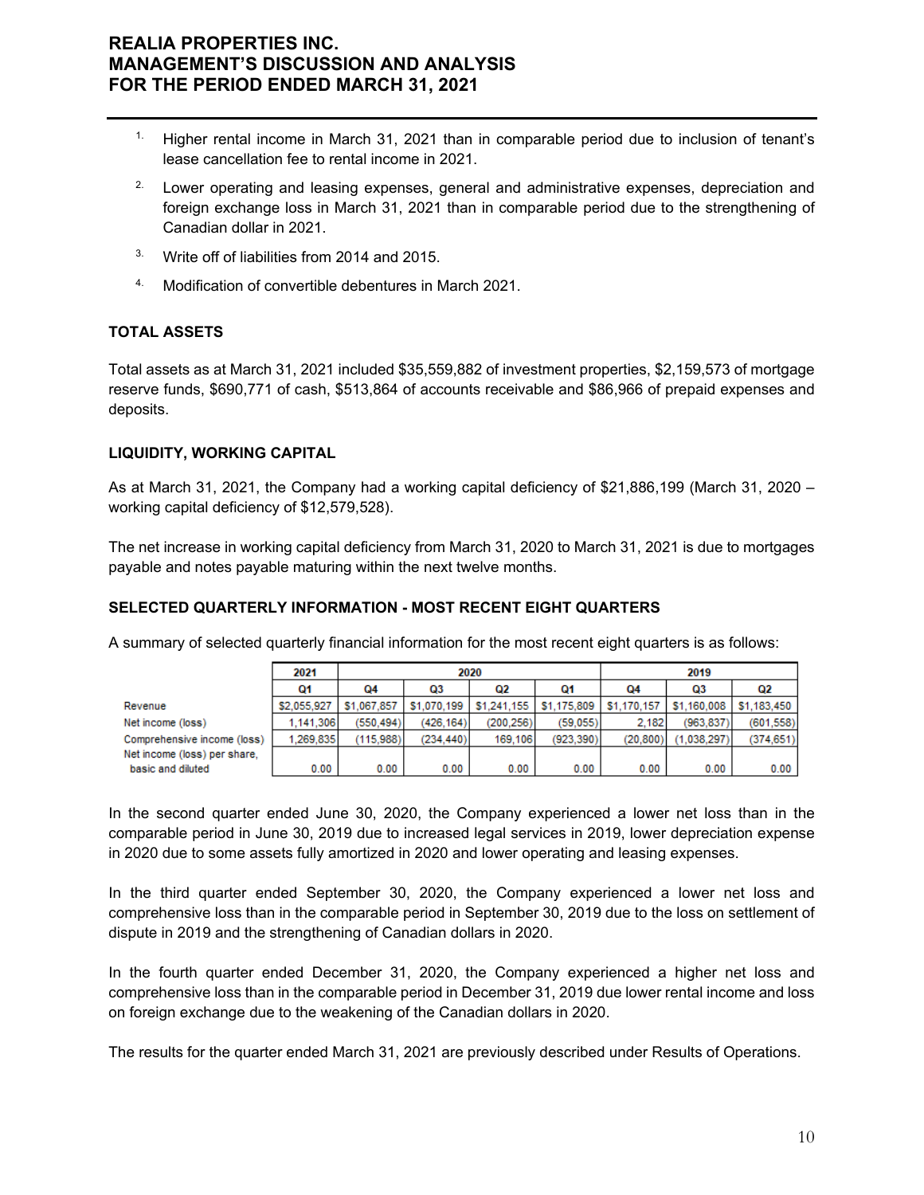1. Higher rental income in March 31, 2021 than in comparable period due to inclusion of tenant's lease cancellation fee to rental income in 2021.

2. Lower operating and leasing expenses, general and administrative expenses, depreciation and foreign exchange loss in March 31, 2021 than in comparable period due to the strengthening of Canadian dollar in 2021.

3. Write off of liabilities from 2014 and 2015.

4. Modification of convertible debentures in March 2021.

### TOTAL ASSETS

Total assets as at March 31, 2021 included $35,559,882 of investment properties, $2,159,573 of mortgage reserve funds, $690,771 of cash, $513,864 of accounts receivable and $86,966 of prepaid expenses and deposits.

### LIQUIDITY, WORKING CAPITAL

As at March 31, 2021, the Company had a working capital deficiency of $21,886,199 (March 31, 2020 – working capital deficiency of $12,579,528).

The net increase in working capital deficiency from March 31, 2020 to March 31, 2021 is due to mortgages payable and notes payable maturing within the next twelve months.

### SELECTED QUARTERLY INFORMATION - MOST RECENT EIGHT QUARTERS

A summary of selected quarterly financial information for the most recent eight quarters is as follows:

| | 2021 | 2020 | | | | 2019 | | |
|---|---|---|---|---|---|---|---|---|
| | Q1 | Q4 | Q3 | Q2 | Q1 | Q4 | Q3 | Q2 |
| Revenue | $2,055,927 | $1,067,857 | $1,070,199 | $1,241,155 | $1,175,809 | $1,170,157 | $1,160,008 | $1,183,450 |
| Net income (loss) | 1,141,306 | (550,494) | (426,164) | (200,256) | (59,055) | 2,182 | (963,837) | (601,558) |
| Comprehensive income (loss) | 1,269,835 | (115,988) | (234,440) | 169,106 | (923,390) | (20,800) | (1,038,297) | (374,651) |
| Net income (loss) per share, basic and diluted | 0.00 | 0.00 | 0.00 | 0.00 | 0.00 | 0.00 | 0.00 | 0.00 |

In the second quarter ended June 30, 2020, the Company experienced a lower net loss than in the comparable period in June 30, 2019 due to increased legal services in 2019, lower depreciation expense in 2020 due to some assets fully amortized in 2020 and lower operating and leasing expenses.

In the third quarter ended September 30, 2020, the Company experienced a lower net loss and comprehensive loss than in the comparable period in September 30, 2019 due to the loss on settlement of dispute in 2019 and the strengthening of Canadian dollars in 2020.

In the fourth quarter ended December 31, 2020, the Company experienced a higher net loss and comprehensive loss than in the comparable period in December 31, 2019 due lower rental income and loss on foreign exchange due to the weakening of the Canadian dollars in 2020.

The results for the quarter ended March 31, 2021 are previously described under Results of Operations.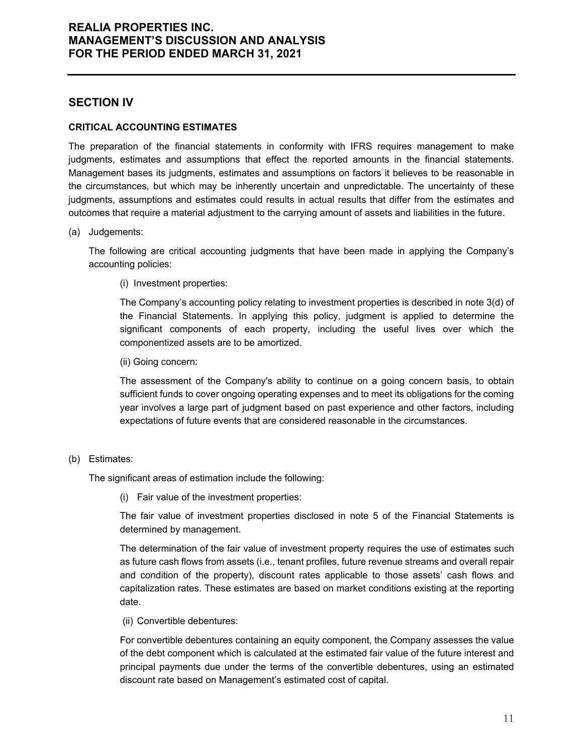## SECTION IV

### CRITICAL ACCOUNTING ESTIMATES

The preparation of the financial statements in conformity with IFRS requires management to make judgments, estimates and assumptions that effect the reported amounts in the financial statements. Management bases its judgments, estimates and assumptions on factors it believes to be reasonable in the circumstances, but which may be inherently uncertain and unpredictable. The uncertainty of these judgments, assumptions and estimates could results in actual results that differ from the estimates and outcomes that require a material adjustment to the carrying amount of assets and liabilities in the future.

(a) Judgements:

The following are critical accounting judgments that have been made in applying the Company's accounting policies:

(i) Investment properties:

The Company's accounting policy relating to investment properties is described in note 3(d) of the Financial Statements. In applying this policy, judgment is applied to determine the significant components of each property, including the useful lives over which the componentized assets are to be amortized.

(ii) Going concern:

The assessment of the Company's ability to continue on a going concern basis, to obtain sufficient funds to cover ongoing operating expenses and to meet its obligations for the coming year involves a large part of judgment based on past experience and other factors, including expectations of future events that are considered reasonable in the circumstances.

(b) Estimates:

The significant areas of estimation include the following:

(i) Fair value of the investment properties:

The fair value of investment properties disclosed in note 5 of the Financial Statements is determined by management.

The determination of the fair value of investment property requires the use of estimates such as future cash flows from assets (i.e., tenant profiles, future revenue streams and overall repair and condition of the property), discount rates applicable to those assets' cash flows and capitalization rates. These estimates are based on market conditions existing at the reporting date.

(ii) Convertible debentures:

For convertible debentures containing an equity component, the Company assesses the value of the debt component which is calculated at the estimated fair value of the future interest and principal payments due under the terms of the convertible debentures, using an estimated discount rate based on Management's estimated cost of capital.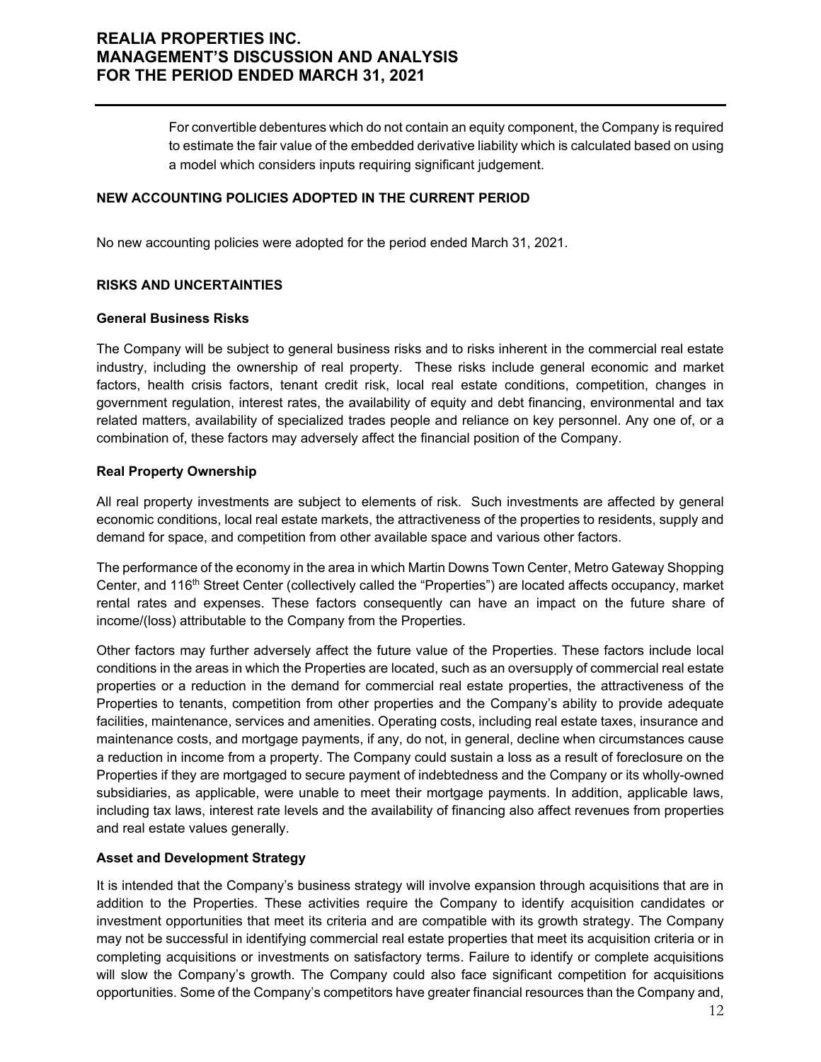For convertible debentures which do not contain an equity component, the Company is required to estimate the fair value of the embedded derivative liability which is calculated based on using a model which considers inputs requiring significant judgement.

## NEW ACCOUNTING POLICIES ADOPTED IN THE CURRENT PERIOD

No new accounting policies were adopted for the period ended March 31, 2021.

## RISKS AND UNCERTAINTIES

### General Business Risks

The Company will be subject to general business risks and to risks inherent in the commercial real estate industry, including the ownership of real property. These risks include general economic and market factors, health crisis factors, tenant credit risk, local real estate conditions, competition, changes in government regulation, interest rates, the availability of equity and debt financing, environmental and tax related matters, availability of specialized trades people and reliance on key personnel. Any one of, or a combination of, these factors may adversely affect the financial position of the Company.

### Real Property Ownership

All real property investments are subject to elements of risk. Such investments are affected by general economic conditions, local real estate markets, the attractiveness of the properties to residents, supply and demand for space, and competition from other available space and various other factors.

The performance of the economy in the area in which Martin Downs Town Center, Metro Gateway Shopping Center, and 116th Street Center (collectively called the "Properties") are located affects occupancy, market rental rates and expenses. These factors consequently can have an impact on the future share of income/(loss) attributable to the Company from the Properties.

Other factors may further adversely affect the future value of the Properties. These factors include local conditions in the areas in which the Properties are located, such as an oversupply of commercial real estate properties or a reduction in the demand for commercial real estate properties, the attractiveness of the Properties to tenants, competition from other properties and the Company's ability to provide adequate facilities, maintenance, services and amenities. Operating costs, including real estate taxes, insurance and maintenance costs, and mortgage payments, if any, do not, in general, decline when circumstances cause a reduction in income from a property. The Company could sustain a loss as a result of foreclosure on the Properties if they are mortgaged to secure payment of indebtedness and the Company or its wholly-owned subsidiaries, as applicable, were unable to meet their mortgage payments. In addition, applicable laws, including tax laws, interest rate levels and the availability of financing also affect revenues from properties and real estate values generally.

### Asset and Development Strategy

It is intended that the Company's business strategy will involve expansion through acquisitions that are in addition to the Properties. These activities require the Company to identify acquisition candidates or investment opportunities that meet its criteria and are compatible with its growth strategy. The Company may not be successful in identifying commercial real estate properties that meet its acquisition criteria or in completing acquisitions or investments on satisfactory terms. Failure to identify or complete acquisitions will slow the Company's growth. The Company could also face significant competition for acquisitions opportunities. Some of the Company's competitors have greater financial resources than the Company and,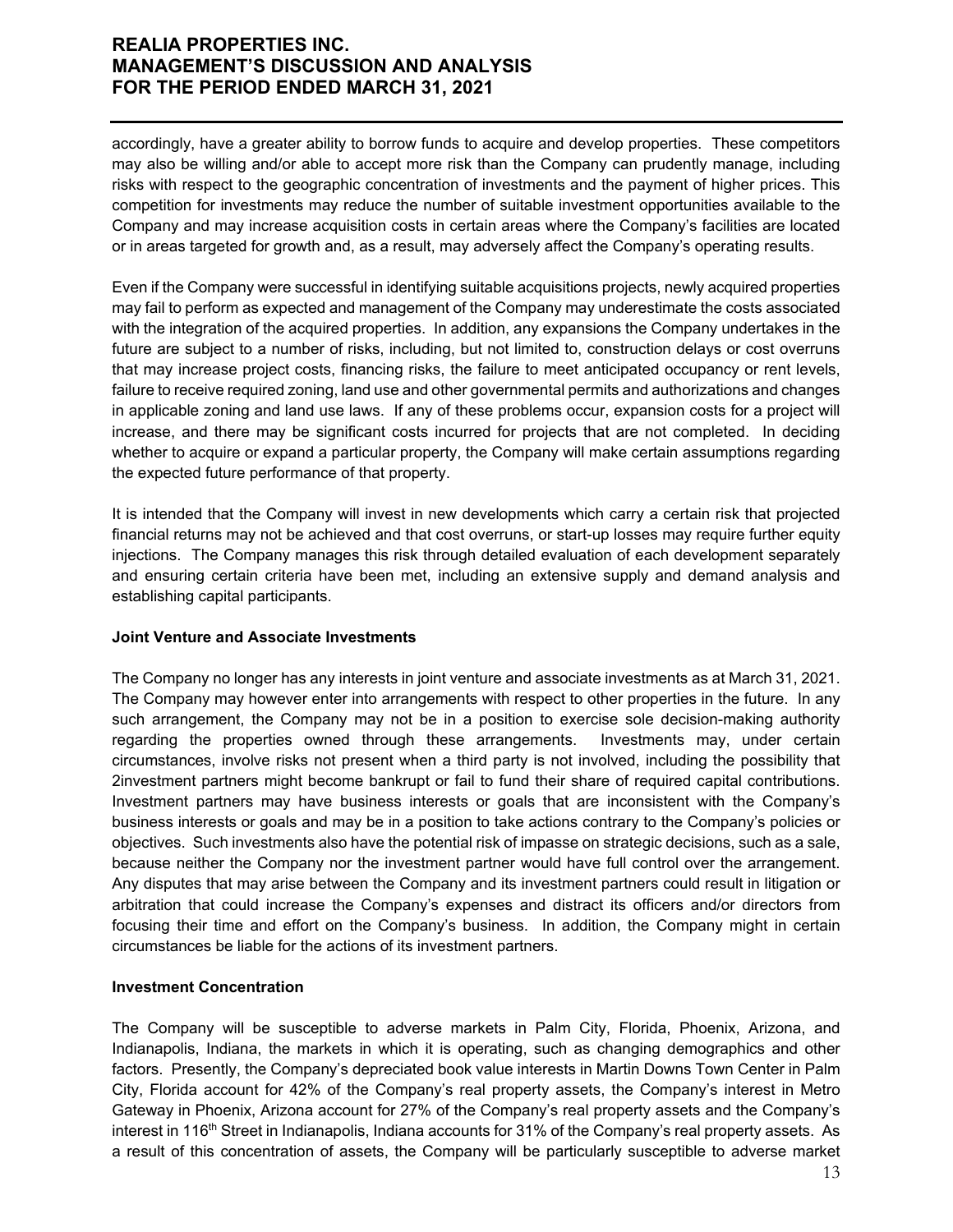accordingly, have a greater ability to borrow funds to acquire and develop properties. These competitors may also be willing and/or able to accept more risk than the Company can prudently manage, including risks with respect to the geographic concentration of investments and the payment of higher prices. This competition for investments may reduce the number of suitable investment opportunities available to the Company and may increase acquisition costs in certain areas where the Company's facilities are located or in areas targeted for growth and, as a result, may adversely affect the Company's operating results.

Even if the Company were successful in identifying suitable acquisitions projects, newly acquired properties may fail to perform as expected and management of the Company may underestimate the costs associated with the integration of the acquired properties. In addition, any expansions the Company undertakes in the future are subject to a number of risks, including, but not limited to, construction delays or cost overruns that may increase project costs, financing risks, the failure to meet anticipated occupancy or rent levels, failure to receive required zoning, land use and other governmental permits and authorizations and changes in applicable zoning and land use laws. If any of these problems occur, expansion costs for a project will increase, and there may be significant costs incurred for projects that are not completed. In deciding whether to acquire or expand a particular property, the Company will make certain assumptions regarding the expected future performance of that property.

It is intended that the Company will invest in new developments which carry a certain risk that projected financial returns may not be achieved and that cost overruns, or start-up losses may require further equity injections. The Company manages this risk through detailed evaluation of each development separately and ensuring certain criteria have been met, including an extensive supply and demand analysis and establishing capital participants.

**Joint Venture and Associate Investments**

The Company no longer has any interests in joint venture and associate investments as at March 31, 2021. The Company may however enter into arrangements with respect to other properties in the future. In any such arrangement, the Company may not be in a position to exercise sole decision-making authority regarding the properties owned through these arrangements. Investments may, under certain circumstances, involve risks not present when a third party is not involved, including the possibility that 2investment partners might become bankrupt or fail to fund their share of required capital contributions. Investment partners may have business interests or goals that are inconsistent with the Company's business interests or goals and may be in a position to take actions contrary to the Company's policies or objectives. Such investments also have the potential risk of impasse on strategic decisions, such as a sale, because neither the Company nor the investment partner would have full control over the arrangement. Any disputes that may arise between the Company and its investment partners could result in litigation or arbitration that could increase the Company's expenses and distract its officers and/or directors from focusing their time and effort on the Company's business. In addition, the Company might in certain circumstances be liable for the actions of its investment partners.

**Investment Concentration**

The Company will be susceptible to adverse markets in Palm City, Florida, Phoenix, Arizona, and Indianapolis, Indiana, the markets in which it is operating, such as changing demographics and other factors. Presently, the Company's depreciated book value interests in Martin Downs Town Center in Palm City, Florida account for 42% of the Company's real property assets, the Company's interest in Metro Gateway in Phoenix, Arizona account for 27% of the Company's real property assets and the Company's interest in 116th Street in Indianapolis, Indiana accounts for 31% of the Company's real property assets. As a result of this concentration of assets, the Company will be particularly susceptible to adverse market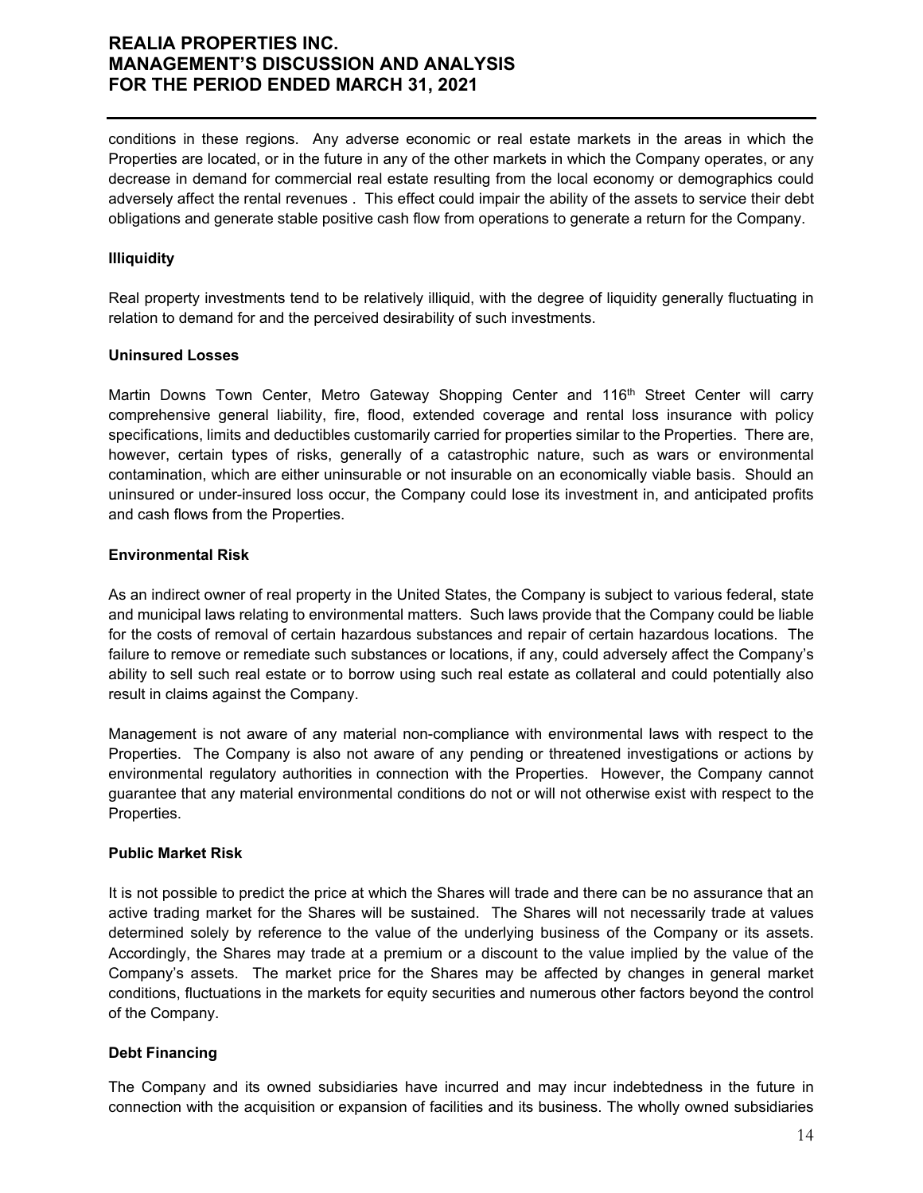conditions in these regions. Any adverse economic or real estate markets in the areas in which the Properties are located, or in the future in any of the other markets in which the Company operates, or any decrease in demand for commercial real estate resulting from the local economy or demographics could adversely affect the rental revenues . This effect could impair the ability of the assets to service their debt obligations and generate stable positive cash flow from operations to generate a return for the Company.

**Illiquidity**

Real property investments tend to be relatively illiquid, with the degree of liquidity generally fluctuating in relation to demand for and the perceived desirability of such investments.

**Uninsured Losses**

Martin Downs Town Center, Metro Gateway Shopping Center and 116th Street Center will carry comprehensive general liability, fire, flood, extended coverage and rental loss insurance with policy specifications, limits and deductibles customarily carried for properties similar to the Properties. There are, however, certain types of risks, generally of a catastrophic nature, such as wars or environmental contamination, which are either uninsurable or not insurable on an economically viable basis. Should an uninsured or under-insured loss occur, the Company could lose its investment in, and anticipated profits and cash flows from the Properties.

**Environmental Risk**

As an indirect owner of real property in the United States, the Company is subject to various federal, state and municipal laws relating to environmental matters. Such laws provide that the Company could be liable for the costs of removal of certain hazardous substances and repair of certain hazardous locations. The failure to remove or remediate such substances or locations, if any, could adversely affect the Company's ability to sell such real estate or to borrow using such real estate as collateral and could potentially also result in claims against the Company.

Management is not aware of any material non-compliance with environmental laws with respect to the Properties. The Company is also not aware of any pending or threatened investigations or actions by environmental regulatory authorities in connection with the Properties. However, the Company cannot guarantee that any material environmental conditions do not or will not otherwise exist with respect to the Properties.

**Public Market Risk**

It is not possible to predict the price at which the Shares will trade and there can be no assurance that an active trading market for the Shares will be sustained. The Shares will not necessarily trade at values determined solely by reference to the value of the underlying business of the Company or its assets. Accordingly, the Shares may trade at a premium or a discount to the value implied by the value of the Company's assets. The market price for the Shares may be affected by changes in general market conditions, fluctuations in the markets for equity securities and numerous other factors beyond the control of the Company.

**Debt Financing**

The Company and its owned subsidiaries have incurred and may incur indebtedness in the future in connection with the acquisition or expansion of facilities and its business. The wholly owned subsidiaries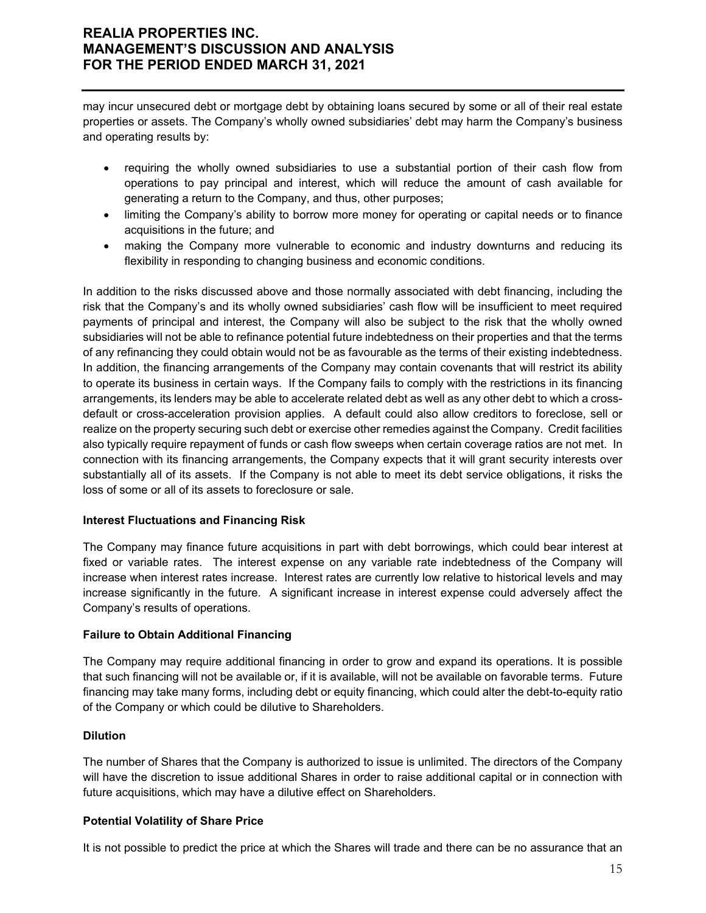may incur unsecured debt or mortgage debt by obtaining loans secured by some or all of their real estate properties or assets. The Company's wholly owned subsidiaries' debt may harm the Company's business and operating results by:

- requiring the wholly owned subsidiaries to use a substantial portion of their cash flow from operations to pay principal and interest, which will reduce the amount of cash available for generating a return to the Company, and thus, other purposes;
- limiting the Company's ability to borrow more money for operating or capital needs or to finance acquisitions in the future; and
- making the Company more vulnerable to economic and industry downturns and reducing its flexibility in responding to changing business and economic conditions.

In addition to the risks discussed above and those normally associated with debt financing, including the risk that the Company's and its wholly owned subsidiaries' cash flow will be insufficient to meet required payments of principal and interest, the Company will also be subject to the risk that the wholly owned subsidiaries will not be able to refinance potential future indebtedness on their properties and that the terms of any refinancing they could obtain would not be as favourable as the terms of their existing indebtedness. In addition, the financing arrangements of the Company may contain covenants that will restrict its ability to operate its business in certain ways. If the Company fails to comply with the restrictions in its financing arrangements, its lenders may be able to accelerate related debt as well as any other debt to which a cross-default or cross-acceleration provision applies. A default could also allow creditors to foreclose, sell or realize on the property securing such debt or exercise other remedies against the Company. Credit facilities also typically require repayment of funds or cash flow sweeps when certain coverage ratios are not met. In connection with its financing arrangements, the Company expects that it will grant security interests over substantially all of its assets. If the Company is not able to meet its debt service obligations, it risks the loss of some or all of its assets to foreclosure or sale.

**Interest Fluctuations and Financing Risk**

The Company may finance future acquisitions in part with debt borrowings, which could bear interest at fixed or variable rates. The interest expense on any variable rate indebtedness of the Company will increase when interest rates increase. Interest rates are currently low relative to historical levels and may increase significantly in the future. A significant increase in interest expense could adversely affect the Company's results of operations.

**Failure to Obtain Additional Financing**

The Company may require additional financing in order to grow and expand its operations. It is possible that such financing will not be available or, if it is available, will not be available on favorable terms. Future financing may take many forms, including debt or equity financing, which could alter the debt-to-equity ratio of the Company or which could be dilutive to Shareholders.

**Dilution**

The number of Shares that the Company is authorized to issue is unlimited. The directors of the Company will have the discretion to issue additional Shares in order to raise additional capital or in connection with future acquisitions, which may have a dilutive effect on Shareholders.

**Potential Volatility of Share Price**

It is not possible to predict the price at which the Shares will trade and there can be no assurance that an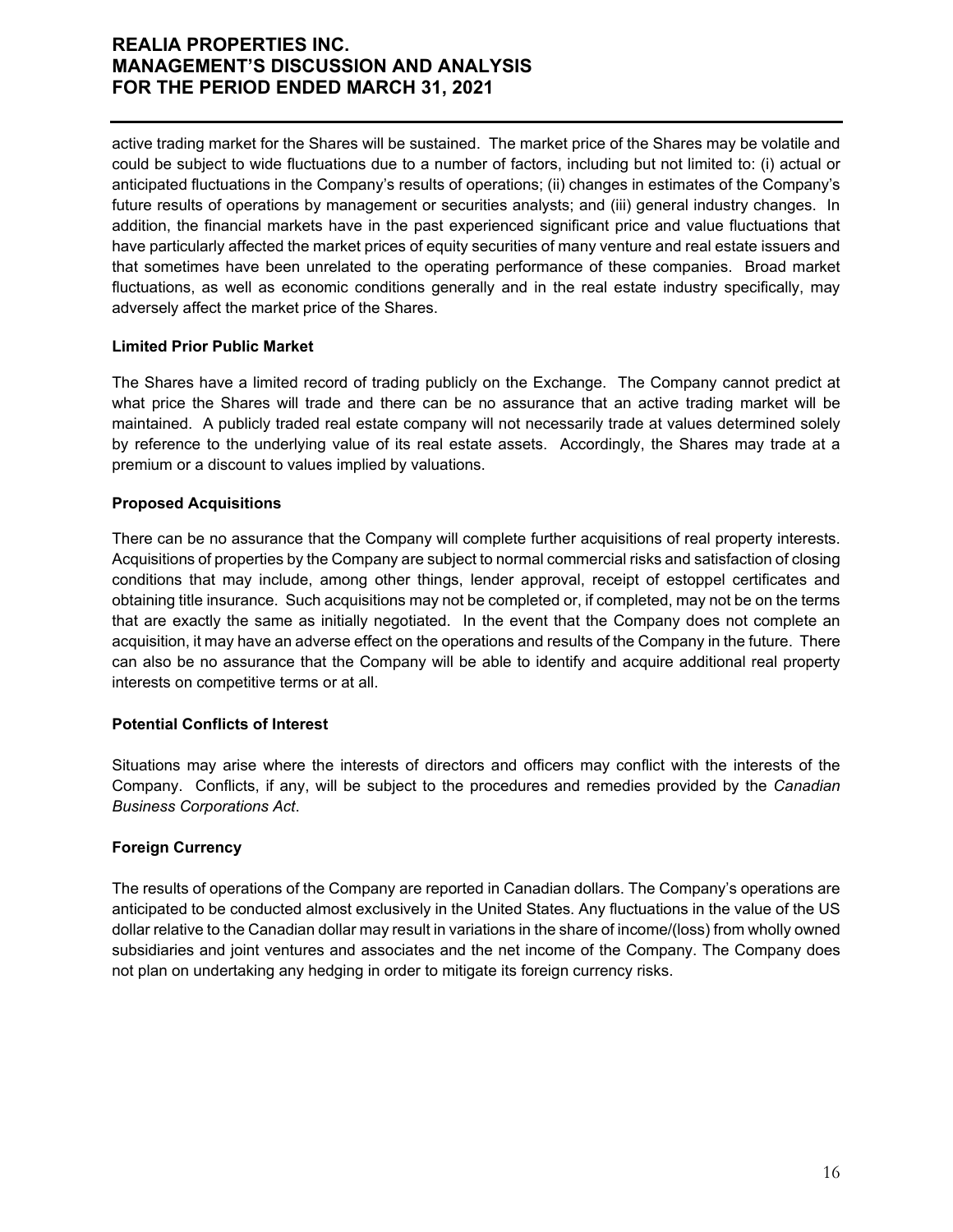active trading market for the Shares will be sustained. The market price of the Shares may be volatile and could be subject to wide fluctuations due to a number of factors, including but not limited to: (i) actual or anticipated fluctuations in the Company's results of operations; (ii) changes in estimates of the Company's future results of operations by management or securities analysts; and (iii) general industry changes. In addition, the financial markets have in the past experienced significant price and value fluctuations that have particularly affected the market prices of equity securities of many venture and real estate issuers and that sometimes have been unrelated to the operating performance of these companies. Broad market fluctuations, as well as economic conditions generally and in the real estate industry specifically, may adversely affect the market price of the Shares.

**Limited Prior Public Market**

The Shares have a limited record of trading publicly on the Exchange. The Company cannot predict at what price the Shares will trade and there can be no assurance that an active trading market will be maintained. A publicly traded real estate company will not necessarily trade at values determined solely by reference to the underlying value of its real estate assets. Accordingly, the Shares may trade at a premium or a discount to values implied by valuations.

**Proposed Acquisitions**

There can be no assurance that the Company will complete further acquisitions of real property interests. Acquisitions of properties by the Company are subject to normal commercial risks and satisfaction of closing conditions that may include, among other things, lender approval, receipt of estoppel certificates and obtaining title insurance. Such acquisitions may not be completed or, if completed, may not be on the terms that are exactly the same as initially negotiated. In the event that the Company does not complete an acquisition, it may have an adverse effect on the operations and results of the Company in the future. There can also be no assurance that the Company will be able to identify and acquire additional real property interests on competitive terms or at all.

**Potential Conflicts of Interest**

Situations may arise where the interests of directors and officers may conflict with the interests of the Company. Conflicts, if any, will be subject to the procedures and remedies provided by the *Canadian Business Corporations Act*.

**Foreign Currency**

The results of operations of the Company are reported in Canadian dollars. The Company's operations are anticipated to be conducted almost exclusively in the United States. Any fluctuations in the value of the US dollar relative to the Canadian dollar may result in variations in the share of income/(loss) from wholly owned subsidiaries and joint ventures and associates and the net income of the Company. The Company does not plan on undertaking any hedging in order to mitigate its foreign currency risks.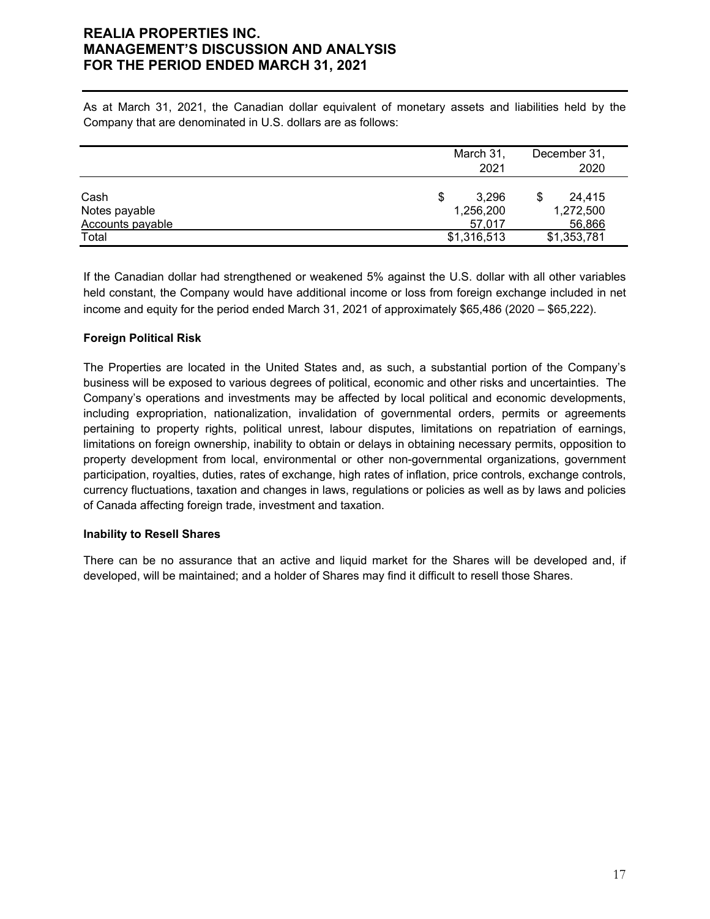As at March 31, 2021, the Canadian dollar equivalent of monetary assets and liabilities held by the Company that are denominated in U.S. dollars are as follows:

| | March 31, 2021 | December 31, 2020 |
|---|---|---|
| Cash | $ 3,296 | $ 24,415 |
| Notes payable | 1,256,200 | 1,272,500 |
| Accounts payable | 57,017 | 56,866 |
| Total | $1,316,513 | $1,353,781 |

If the Canadian dollar had strengthened or weakened 5% against the U.S. dollar with all other variables held constant, the Company would have additional income or loss from foreign exchange included in net income and equity for the period ended March 31, 2021 of approximately $65,486 (2020 – $65,222).

**Foreign Political Risk**

The Properties are located in the United States and, as such, a substantial portion of the Company's business will be exposed to various degrees of political, economic and other risks and uncertainties. The Company's operations and investments may be affected by local political and economic developments, including expropriation, nationalization, invalidation of governmental orders, permits or agreements pertaining to property rights, political unrest, labour disputes, limitations on repatriation of earnings, limitations on foreign ownership, inability to obtain or delays in obtaining necessary permits, opposition to property development from local, environmental or other non-governmental organizations, government participation, royalties, duties, rates of exchange, high rates of inflation, price controls, exchange controls, currency fluctuations, taxation and changes in laws, regulations or policies as well as by laws and policies of Canada affecting foreign trade, investment and taxation.

**Inability to Resell Shares**

There can be no assurance that an active and liquid market for the Shares will be developed and, if developed, will be maintained; and a holder of Shares may find it difficult to resell those Shares.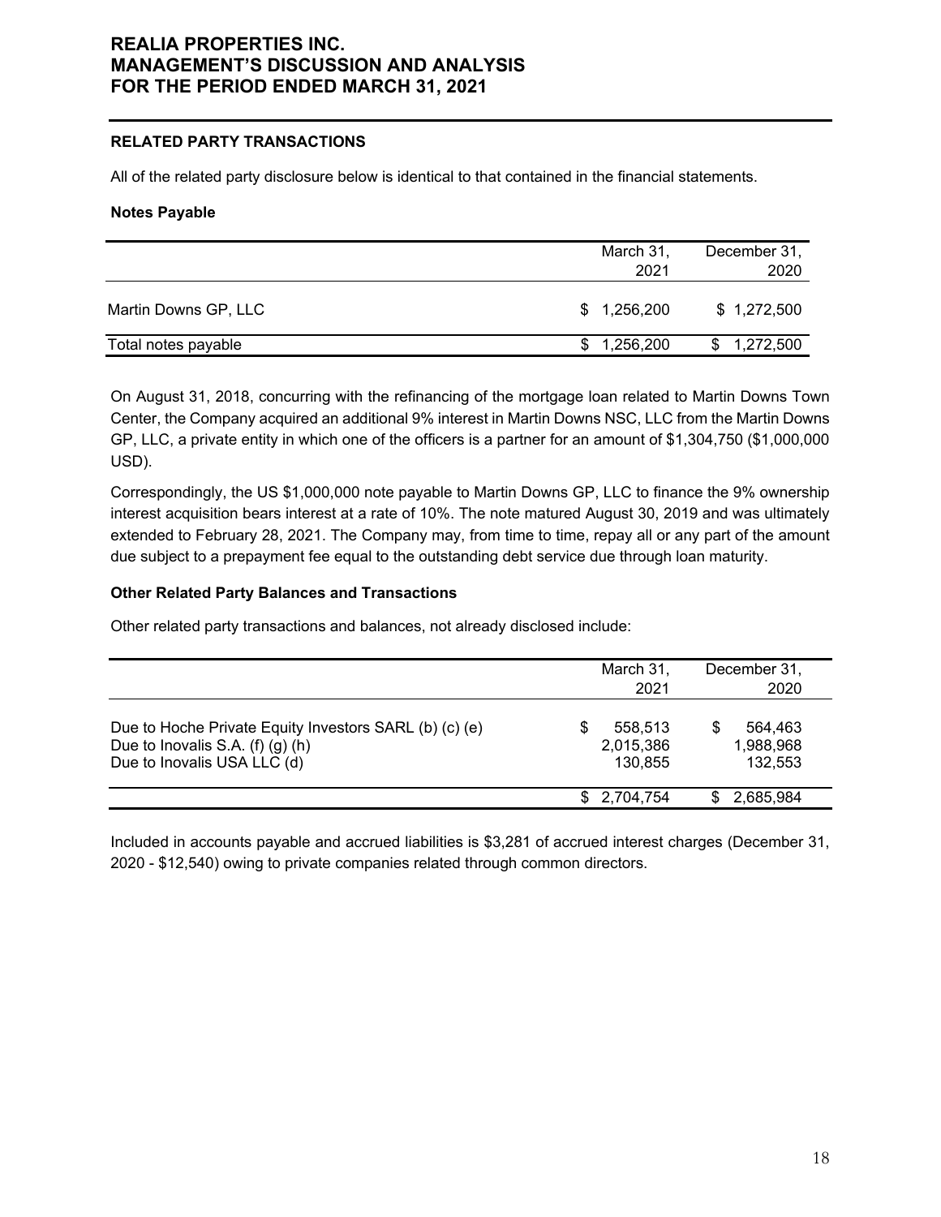## RELATED PARTY TRANSACTIONS

All of the related party disclosure below is identical to that contained in the financial statements.

### Notes Payable

| | March 31, 2021 | December 31, 2020 |
|---|---|---|
| Martin Downs GP, LLC | $ 1,256,200 | $ 1,272,500 |
| Total notes payable | $ 1,256,200 | $ 1,272,500 |

On August 31, 2018, concurring with the refinancing of the mortgage loan related to Martin Downs Town Center, the Company acquired an additional 9% interest in Martin Downs NSC, LLC from the Martin Downs GP, LLC, a private entity in which one of the officers is a partner for an amount of $1,304,750 ($1,000,000 USD).

Correspondingly, the US $1,000,000 note payable to Martin Downs GP, LLC to finance the 9% ownership interest acquisition bears interest at a rate of 10%. The note matured August 30, 2019 and was ultimately extended to February 28, 2021. The Company may, from time to time, repay all or any part of the amount due subject to a prepayment fee equal to the outstanding debt service due through loan maturity.

### Other Related Party Balances and Transactions

Other related party transactions and balances, not already disclosed include:

| | March 31, 2021 | December 31, 2020 |
|---|---|---|
| Due to Hoche Private Equity Investors SARL (b) (c) (e) | $ 558,513 | $ 564,463 |
| Due to Inovalis S.A. (f) (g) (h) | 2,015,386 | 1,988,968 |
| Due to Inovalis USA LLC (d) | 130,855 | 132,553 |
| | $ 2,704,754 | $ 2,685,984 |

Included in accounts payable and accrued liabilities is $3,281 of accrued interest charges (December 31, 2020 - $12,540) owing to private companies related through common directors.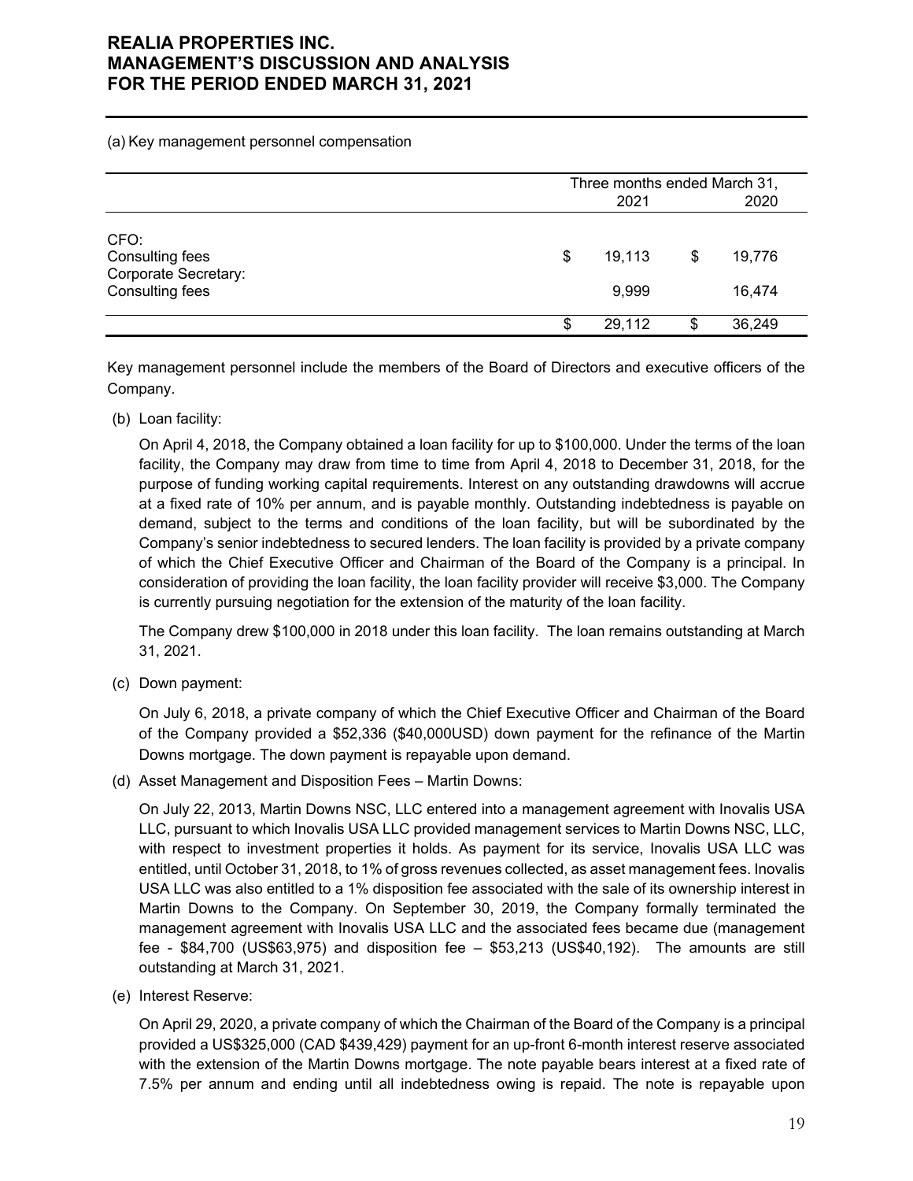(a) Key management personnel compensation

| | Three months ended March 31, 2021 | 2020 |
|---|---|---|
| CFO: | | |
| Consulting fees | $ 19,113 | $ 19,776 |
| Corporate Secretary: | | |
| Consulting fees | 9,999 | 16,474 |
| | $ 29,112 | $ 36,249 |

Key management personnel include the members of the Board of Directors and executive officers of the Company.

(b) Loan facility:

On April 4, 2018, the Company obtained a loan facility for up to $100,000. Under the terms of the loan facility, the Company may draw from time to time from April 4, 2018 to December 31, 2018, for the purpose of funding working capital requirements. Interest on any outstanding drawdowns will accrue at a fixed rate of 10% per annum, and is payable monthly. Outstanding indebtedness is payable on demand, subject to the terms and conditions of the loan facility, but will be subordinated by the Company's senior indebtedness to secured lenders. The loan facility is provided by a private company of which the Chief Executive Officer and Chairman of the Board of the Company is a principal. In consideration of providing the loan facility, the loan facility provider will receive $3,000. The Company is currently pursuing negotiation for the extension of the maturity of the loan facility.

The Company drew $100,000 in 2018 under this loan facility. The loan remains outstanding at March 31, 2021.

(c) Down payment:

On July 6, 2018, a private company of which the Chief Executive Officer and Chairman of the Board of the Company provided a $52,336 ($40,000USD) down payment for the refinance of the Martin Downs mortgage. The down payment is repayable upon demand.

(d) Asset Management and Disposition Fees – Martin Downs:

On July 22, 2013, Martin Downs NSC, LLC entered into a management agreement with Inovalis USA LLC, pursuant to which Inovalis USA LLC provided management services to Martin Downs NSC, LLC, with respect to investment properties it holds. As payment for its service, Inovalis USA LLC was entitled, until October 31, 2018, to 1% of gross revenues collected, as asset management fees. Inovalis USA LLC was also entitled to a 1% disposition fee associated with the sale of its ownership interest in Martin Downs to the Company. On September 30, 2019, the Company formally terminated the management agreement with Inovalis USA LLC and the associated fees became due (management fee - $84,700 (US$63,975) and disposition fee – $53,213 (US$40,192). The amounts are still outstanding at March 31, 2021.

(e) Interest Reserve:

On April 29, 2020, a private company of which the Chairman of the Board of the Company is a principal provided a US$325,000 (CAD $439,429) payment for an up-front 6-month interest reserve associated with the extension of the Martin Downs mortgage. The note payable bears interest at a fixed rate of 7.5% per annum and ending until all indebtedness owing is repaid. The note is repayable upon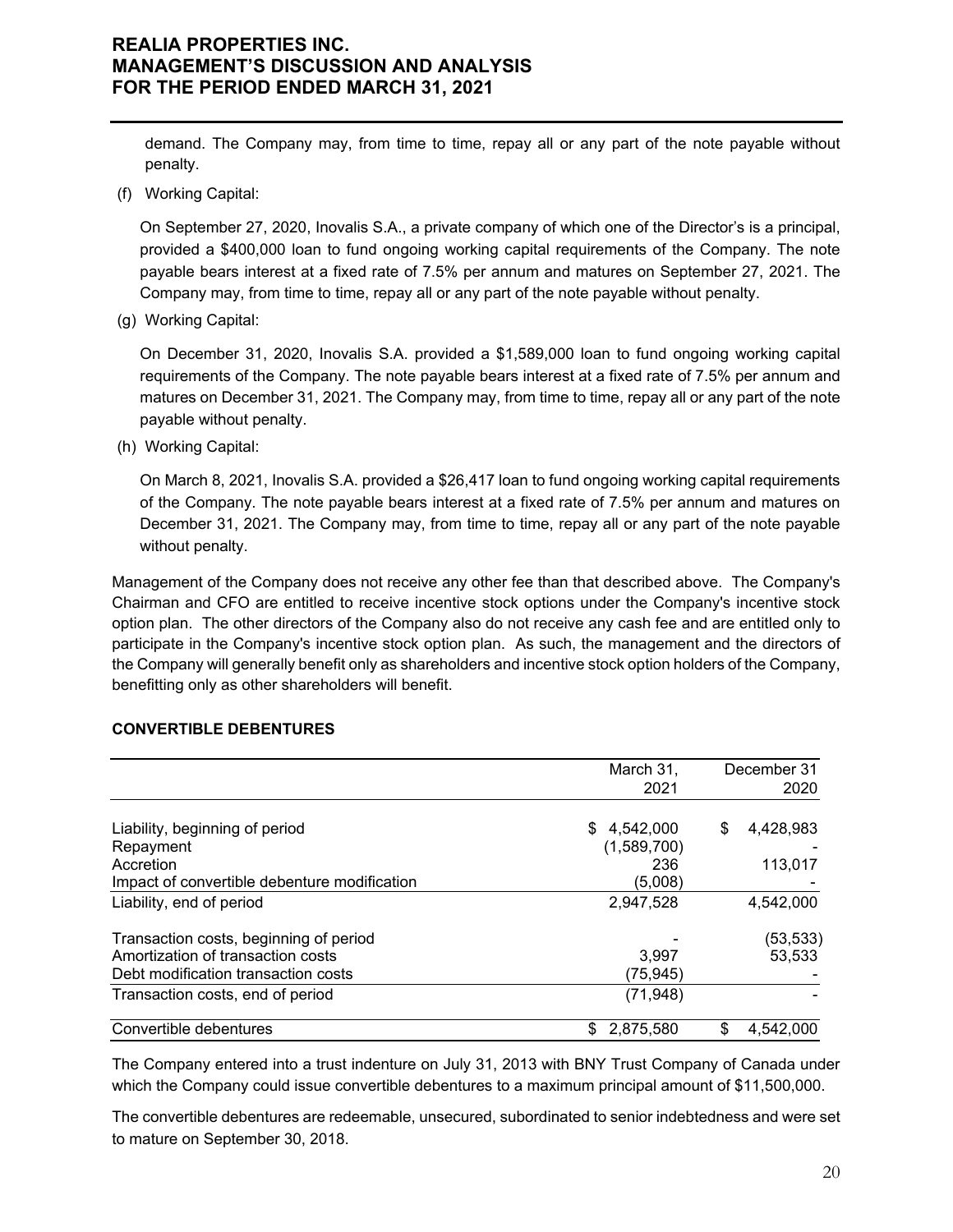demand. The Company may, from time to time, repay all or any part of the note payable without penalty.

(f) Working Capital:

On September 27, 2020, Inovalis S.A., a private company of which one of the Director's is a principal, provided a $400,000 loan to fund ongoing working capital requirements of the Company. The note payable bears interest at a fixed rate of 7.5% per annum and matures on September 27, 2021. The Company may, from time to time, repay all or any part of the note payable without penalty.

(g) Working Capital:

On December 31, 2020, Inovalis S.A. provided a $1,589,000 loan to fund ongoing working capital requirements of the Company. The note payable bears interest at a fixed rate of 7.5% per annum and matures on December 31, 2021. The Company may, from time to time, repay all or any part of the note payable without penalty.

(h) Working Capital:

On March 8, 2021, Inovalis S.A. provided a $26,417 loan to fund ongoing working capital requirements of the Company. The note payable bears interest at a fixed rate of 7.5% per annum and matures on December 31, 2021. The Company may, from time to time, repay all or any part of the note payable without penalty.

Management of the Company does not receive any other fee than that described above. The Company's Chairman and CFO are entitled to receive incentive stock options under the Company's incentive stock option plan. The other directors of the Company also do not receive any cash fee and are entitled only to participate in the Company's incentive stock option plan. As such, the management and the directors of the Company will generally benefit only as shareholders and incentive stock option holders of the Company, benefitting only as other shareholders will benefit.

## CONVERTIBLE DEBENTURES

| | March 31, 2021 | December 31 2020 |
|---|---|---|
| Liability, beginning of period | $ 4,542,000 | $ 4,428,983 |
| Repayment | (1,589,700) | - |
| Accretion | 236 | 113,017 |
| Impact of convertible debenture modification | (5,008) | - |
| Liability, end of period | 2,947,528 | 4,542,000 |
| Transaction costs, beginning of period | - | (53,533) |
| Amortization of transaction costs | 3,997 | 53,533 |
| Debt modification transaction costs | (75,945) | - |
| Transaction costs, end of period | (71,948) | - |
| Convertible debentures | $ 2,875,580 | $ 4,542,000 |

The Company entered into a trust indenture on July 31, 2013 with BNY Trust Company of Canada under which the Company could issue convertible debentures to a maximum principal amount of $11,500,000.

The convertible debentures are redeemable, unsecured, subordinated to senior indebtedness and were set to mature on September 30, 2018.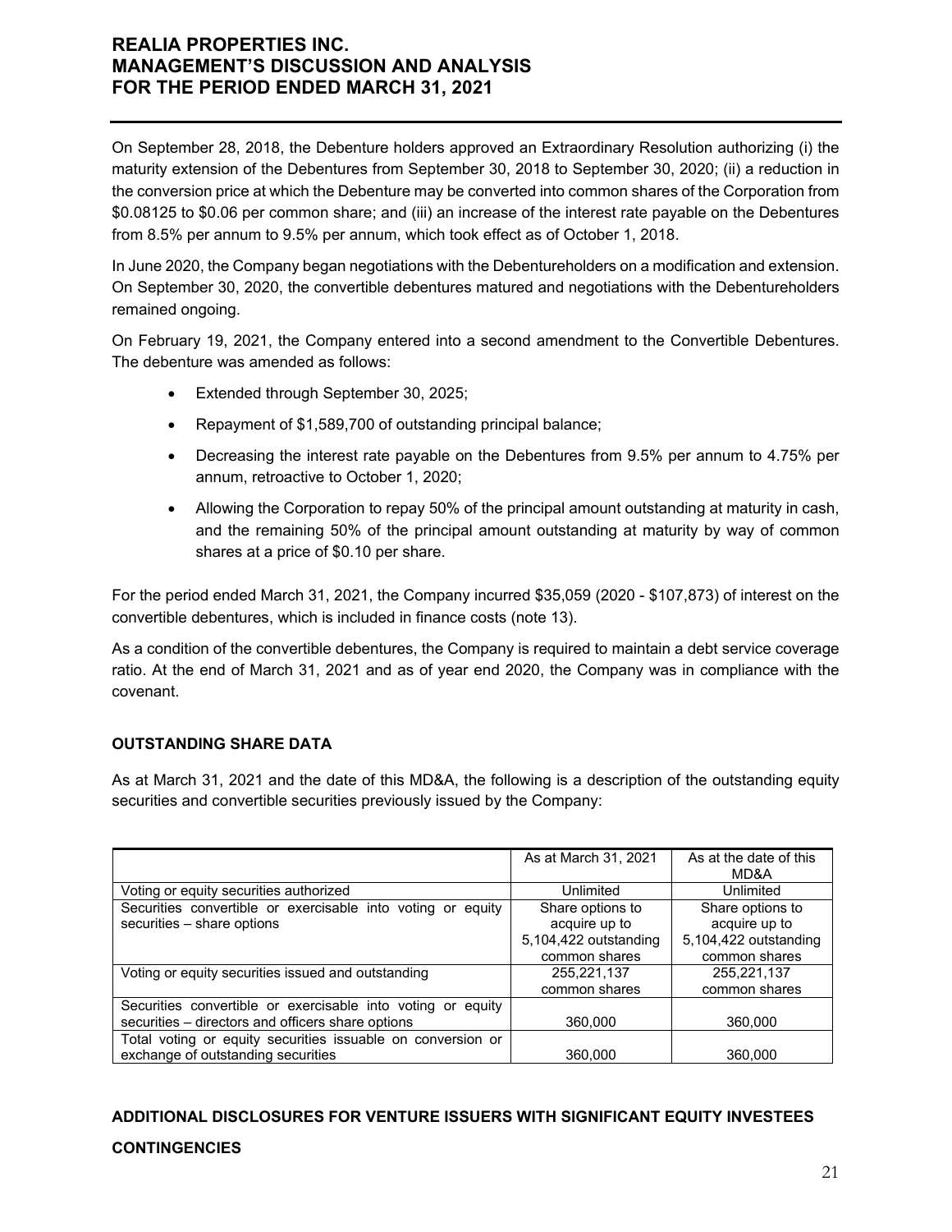On September 28, 2018, the Debenture holders approved an Extraordinary Resolution authorizing (i) the maturity extension of the Debentures from September 30, 2018 to September 30, 2020; (ii) a reduction in the conversion price at which the Debenture may be converted into common shares of the Corporation from $0.08125 to $0.06 per common share; and (iii) an increase of the interest rate payable on the Debentures from 8.5% per annum to 9.5% per annum, which took effect as of October 1, 2018.

In June 2020, the Company began negotiations with the Debentureholders on a modification and extension. On September 30, 2020, the convertible debentures matured and negotiations with the Debentureholders remained ongoing.

On February 19, 2021, the Company entered into a second amendment to the Convertible Debentures. The debenture was amended as follows:

- Extended through September 30, 2025;
- Repayment of $1,589,700 of outstanding principal balance;
- Decreasing the interest rate payable on the Debentures from 9.5% per annum to 4.75% per annum, retroactive to October 1, 2020;
- Allowing the Corporation to repay 50% of the principal amount outstanding at maturity in cash, and the remaining 50% of the principal amount outstanding at maturity by way of common shares at a price of $0.10 per share.

For the period ended March 31, 2021, the Company incurred $35,059 (2020 - $107,873) of interest on the convertible debentures, which is included in finance costs (note 13).

As a condition of the convertible debentures, the Company is required to maintain a debt service coverage ratio. At the end of March 31, 2021 and as of year end 2020, the Company was in compliance with the covenant.

**OUTSTANDING SHARE DATA**

As at March 31, 2021 and the date of this MD&A, the following is a description of the outstanding equity securities and convertible securities previously issued by the Company:

| | As at March 31, 2021 | As at the date of this MD&A |
|---|---|---|
| Voting or equity securities authorized | Unlimited | Unlimited |
| Securities convertible or exercisable into voting or equity securities – share options | Share options to acquire up to 5,104,422 outstanding common shares | Share options to acquire up to 5,104,422 outstanding common shares |
| Voting or equity securities issued and outstanding | 255,221,137 common shares | 255,221,137 common shares |
| Securities convertible or exercisable into voting or equity securities – directors and officers share options | 360,000 | 360,000 |
| Total voting or equity securities issuable on conversion or exchange of outstanding securities | 360,000 | 360,000 |

**ADDITIONAL DISCLOSURES FOR VENTURE ISSUERS WITH SIGNIFICANT EQUITY INVESTEES**

**CONTINGENCIES**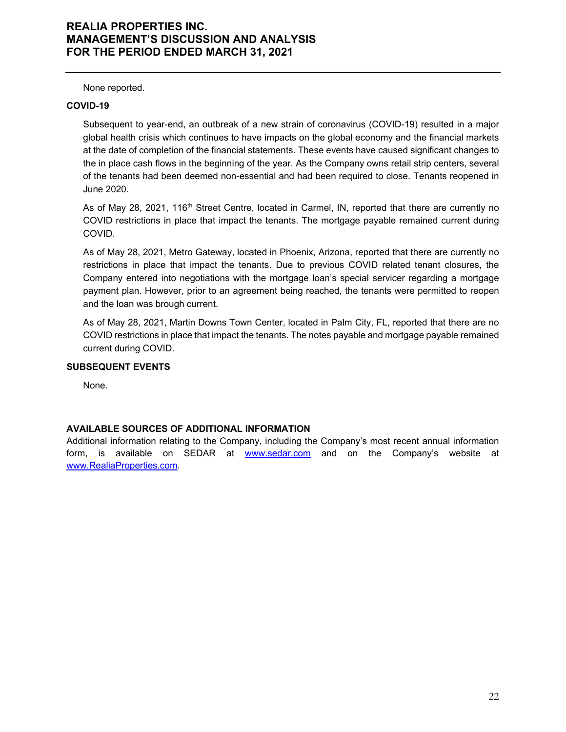None reported.

**COVID-19**

Subsequent to year-end, an outbreak of a new strain of coronavirus (COVID-19) resulted in a major global health crisis which continues to have impacts on the global economy and the financial markets at the date of completion of the financial statements. These events have caused significant changes to the in place cash flows in the beginning of the year. As the Company owns retail strip centers, several of the tenants had been deemed non-essential and had been required to close. Tenants reopened in June 2020.

As of May 28, 2021, 116th Street Centre, located in Carmel, IN, reported that there are currently no COVID restrictions in place that impact the tenants. The mortgage payable remained current during COVID.

As of May 28, 2021, Metro Gateway, located in Phoenix, Arizona, reported that there are currently no restrictions in place that impact the tenants. Due to previous COVID related tenant closures, the Company entered into negotiations with the mortgage loan's special servicer regarding a mortgage payment plan. However, prior to an agreement being reached, the tenants were permitted to reopen and the loan was brough current.

As of May 28, 2021, Martin Downs Town Center, located in Palm City, FL, reported that there are no COVID restrictions in place that impact the tenants. The notes payable and mortgage payable remained current during COVID.

**SUBSEQUENT EVENTS**

None.

**AVAILABLE SOURCES OF ADDITIONAL INFORMATION**

Additional information relating to the Company, including the Company's most recent annual information form, is available on SEDAR at www.sedar.com and on the Company's website at www.RealiaProperties.com.